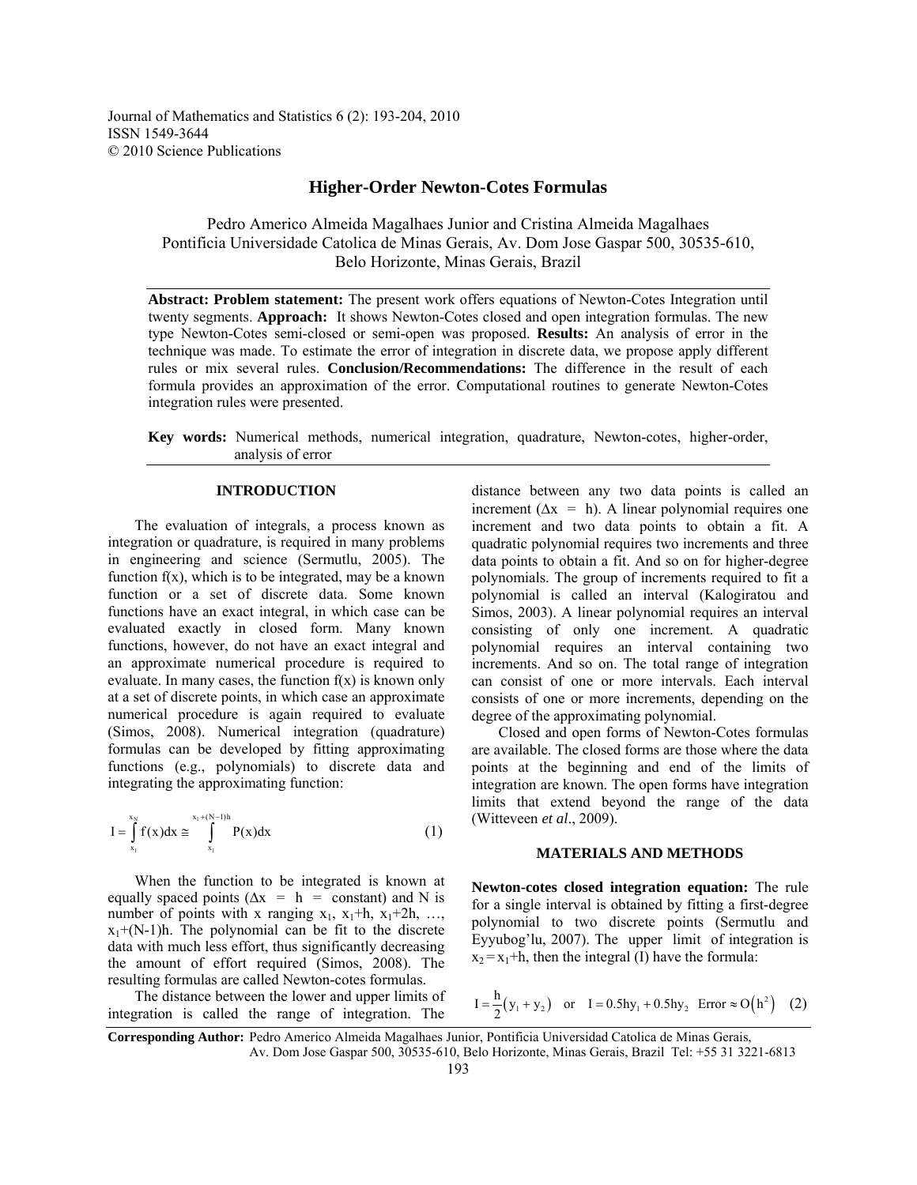Journal of Mathematics and Statistics 6 (2): 193-204, 2010
ISSN 1549-3644
© 2010 Science Publications

# Higher-Order Newton-Cotes Formulas

Pedro Americo Almeida Magalhaes Junior and Cristina Almeida Magalhaes
Pontificia Universidade Catolica de Minas Gerais, Av. Dom Jose Gaspar 500, 30535-610, Belo Horizonte, Minas Gerais, Brazil

**Abstract: Problem statement:** The present work offers equations of Newton-Cotes Integration until twenty segments. **Approach:** It shows Newton-Cotes closed and open integration formulas. The new type Newton-Cotes semi-closed or semi-open was proposed. **Results:** An analysis of error in the technique was made. To estimate the error of integration in discrete data, we propose apply different rules or mix several rules. **Conclusion/Recommendations:** The difference in the result of each formula provides an approximation of the error. Computational routines to generate Newton-Cotes integration rules were presented.

**Key words:** Numerical methods, numerical integration, quadrature, Newton-cotes, higher-order, analysis of error

## INTRODUCTION

The evaluation of integrals, a process known as integration or quadrature, is required in many problems in engineering and science (Sermutlu, 2005). The function f(x), which is to be integrated, may be a known function or a set of discrete data. Some known functions have an exact integral, in which case can be evaluated exactly in closed form. Many known functions, however, do not have an exact integral and an approximate numerical procedure is required to evaluate. In many cases, the function f(x) is known only at a set of discrete points, in which case an approximate numerical procedure is again required to evaluate (Simos, 2008). Numerical integration (quadrature) formulas can be developed by fitting approximating functions (e.g., polynomials) to discrete data and integrating the approximating function:

$$I = \int_{x_1}^{x_N} f(x)dx \cong \int_{x_1}^{x_1+(N-1)h} P(x)dx \tag{1}$$

When the function to be integrated is known at equally spaced points ($\Delta x = h =$ constant) and N is number of points with x ranging $x_1$, $x_1+h$, $x_1+2h$, …, $x_1+(N-1)h$. The polynomial can be fit to the discrete data with much less effort, thus significantly decreasing the amount of effort required (Simos, 2008). The resulting formulas are called Newton-cotes formulas.

The distance between the lower and upper limits of integration is called the range of integration. The distance between any two data points is called an increment ($\Delta x = h$). A linear polynomial requires one increment and two data points to obtain a fit. A quadratic polynomial requires two increments and three data points to obtain a fit. And so on for higher-degree polynomials. The group of increments required to fit a polynomial is called an interval (Kalogiratou and Simos, 2003). A linear polynomial requires an interval consisting of only one increment. A quadratic polynomial requires an interval containing two increments. And so on. The total range of integration can consist of one or more intervals. Each interval consists of one or more increments, depending on the degree of the approximating polynomial.

Closed and open forms of Newton-Cotes formulas are available. The closed forms are those where the data points at the beginning and end of the limits of integration are known. The open forms have integration limits that extend beyond the range of the data (Witteveen *et al*., 2009).

## MATERIALS AND METHODS

**Newton-cotes closed integration equation:** The rule for a single interval is obtained by fitting a first-degree polynomial to two discrete points (Sermutlu and Eyyubog'lu, 2007). The upper limit of integration is $x_2 = x_1+h$, then the integral (I) have the formula:

$$I = \frac{h}{2}(y_1 + y_2) \quad \text{or} \quad I = 0.5hy_1 + 0.5hy_2 \quad \text{Error} \approx O(h^2) \tag{2}$$

**Corresponding Author:** Pedro Americo Almeida Magalhaes Junior, Pontificia Universidad Catolica de Minas Gerais, Av. Dom Jose Gaspar 500, 30535-610, Belo Horizonte, Minas Gerais, Brazil Tel: +55 31 3221-6813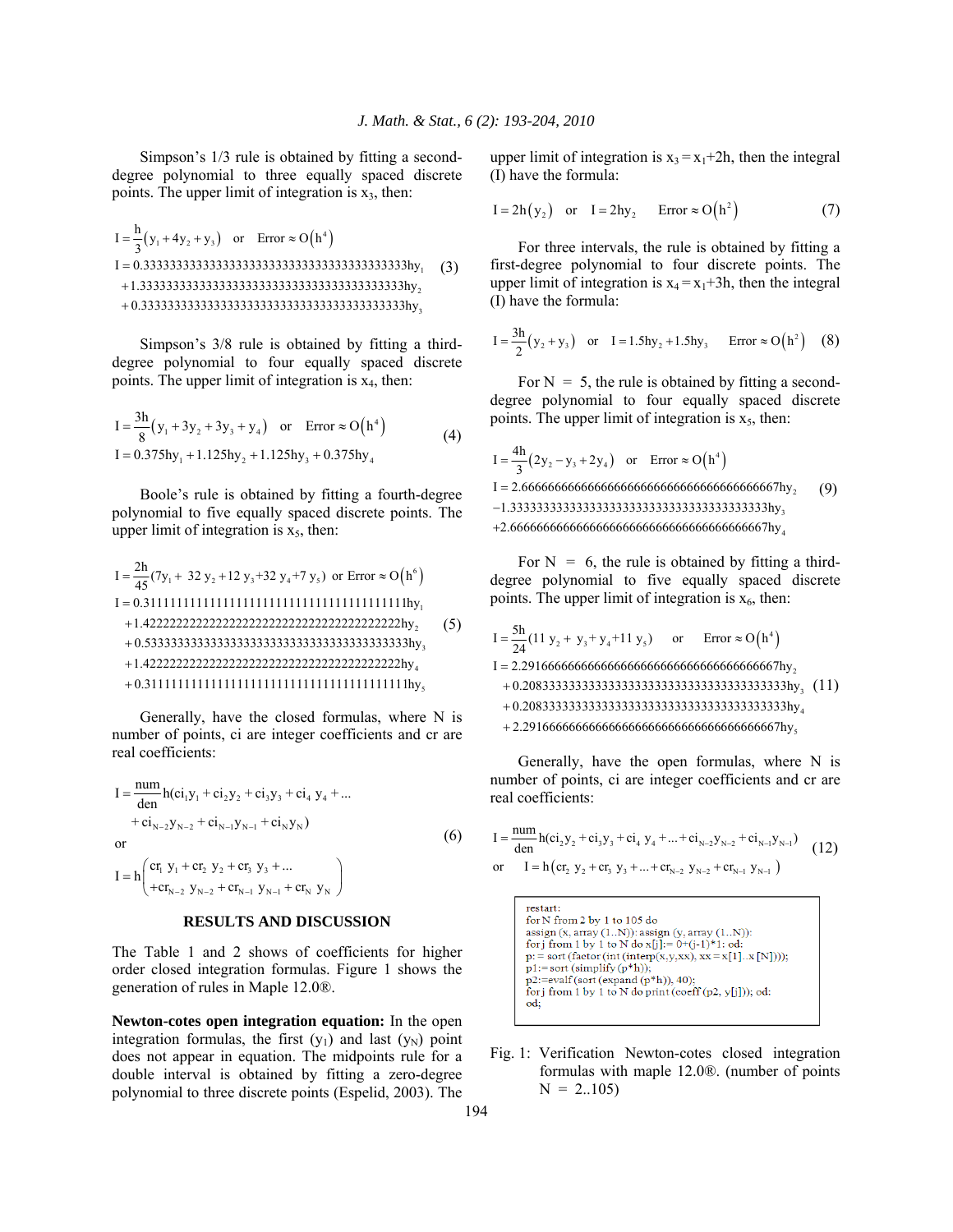Simpson's 1/3 rule is obtained by fitting a second-degree polynomial to three equally spaced discrete points. The upper limit of integration is $x_3$, then:

$$I = \frac{h}{3}\left(y_1 + 4y_2 + y_3\right) \quad \text{or} \quad \text{Error} \approx O\left(h^4\right)$$

$$\begin{aligned} I &= 0.3333333333333333333333333333333333333333hy_1 \\ &+ 1.333333333333333333333333333333333333333hy_2 \\ &+ 0.3333333333333333333333333333333333333333hy_3 \end{aligned} \quad (3)$$

Simpson's 3/8 rule is obtained by fitting a third-degree polynomial to four equally spaced discrete points. The upper limit of integration is $x_4$, then:

$$\begin{aligned} I &= \frac{3h}{8}\left(y_1 + 3y_2 + 3y_3 + y_4\right) \quad \text{or} \quad \text{Error} \approx O\left(h^4\right) \\ I &= 0.375hy_1 + 1.125hy_2 + 1.125hy_3 + 0.375hy_4 \end{aligned} \quad (4)$$

Boole's rule is obtained by fitting a fourth-degree polynomial to five equally spaced discrete points. The upper limit of integration is $x_5$, then:

$$I = \frac{2h}{45}(7y_1 + 32\,y_2 + 12\,y_3 + 32\,y_4 + 7\,y_5) \text{ or Error} \approx O\left(h^6\right)$$

$$\begin{aligned} I &= 0.3111111111111111111111111111111111111111hy_1 \\ &+ 1.422222222222222222222222222222222222222hy_2 \\ &+ 0.5333333333333333333333333333333333333333hy_3 \\ &+ 1.422222222222222222222222222222222222222hy_4 \\ &+ 0.3111111111111111111111111111111111111111hy_5 \end{aligned} \quad (5)$$

Generally, have the closed formulas, where N is number of points, ci are integer coefficients and cr are real coefficients:

$$\begin{aligned} I &= \frac{num}{den} h(ci_1 y_1 + ci_2 y_2 + ci_3 y_3 + ci_4\, y_4 + \ldots \\ &+ ci_{N-2} y_{N-2} + ci_{N-1} y_{N-1} + ci_N y_N) \\ &\text{or} \\ I &= h\begin{pmatrix} cr_1\, y_1 + cr_2\, y_2 + cr_3\, y_3 + \ldots \\ + cr_{N-2}\, y_{N-2} + cr_{N-1}\, y_{N-1} + cr_N\, y_N \end{pmatrix} \end{aligned} \quad (6)$$

## RESULTS AND DISCUSSION

The Table 1 and 2 shows of coefficients for higher order closed integration formulas. Figure 1 shows the generation of rules in Maple 12.0®.

**Newton-cotes open integration equation:** In the open integration formulas, the first ($y_1$) and last ($y_N$) point does not appear in equation. The midpoints rule for a double interval is obtained by fitting a zero-degree polynomial to three discrete points (Espelid, 2003). The upper limit of integration is $x_3 = x_1+2h$, then the integral (I) have the formula:

$$I = 2h\left(y_2\right) \quad \text{or} \quad I = 2hy_2 \qquad \text{Error} \approx O\left(h^2\right) \quad (7)$$

For three intervals, the rule is obtained by fitting a first-degree polynomial to four discrete points. The upper limit of integration is $x_4 = x_1+3h$, then the integral (I) have the formula:

$$I = \frac{3h}{2}\left(y_2 + y_3\right) \quad \text{or} \quad I = 1.5hy_2 + 1.5hy_3 \qquad \text{Error} \approx O\left(h^2\right) \quad (8)$$

For N = 5, the rule is obtained by fitting a second-degree polynomial to four equally spaced discrete points. The upper limit of integration is $x_5$, then:

$$I = \frac{4h}{3}\left(2y_2 - y_3 + 2y_4\right) \quad \text{or} \quad \text{Error} \approx O\left(h^4\right)$$

$$\begin{aligned} I &= 2.666666666666666666666666666666666666667hy_2 \\ &- 1.333333333333333333333333333333333333333hy_3 \\ &+ 2.666666666666666666666666666666666666667hy_4 \end{aligned} \quad (9)$$

For N = 6, the rule is obtained by fitting a third-degree polynomial to five equally spaced discrete points. The upper limit of integration is $x_6$, then:

$$I = \frac{5h}{24}(11\,y_2 + y_3 + y_4 + 11\,y_5) \quad \text{or} \quad \text{Error} \approx O\left(h^4\right)$$

$$\begin{aligned} I &= 2.291666666666666666666666666666666666667hy_2 \\ &+ 0.2083333333333333333333333333333333333333hy_3 \\ &+ 0.2083333333333333333333333333333333333333hy_4 \\ &+ 2.291666666666666666666666666666666666667hy_5 \end{aligned} \quad (11)$$

Generally, have the open formulas, where N is number of points, ci are integer coefficients and cr are real coefficients:

$$\begin{aligned} I &= \frac{num}{den} h(ci_2 y_2 + ci_3 y_3 + ci_4\, y_4 + \ldots + ci_{N-2} y_{N-2} + ci_{N-1} y_{N-1}) \\ &\text{or} \quad I = h\left(cr_2\, y_2 + cr_3\, y_3 + \ldots + cr_{N-2}\, y_{N-2} + cr_{N-1}\, y_{N-1}\right) \end{aligned} \quad (12)$$

```
restart;
for N from 2 by 1 to 105 do
assign (x, array (1..N)); assign (y, array (1..N)):
for j from 1 by 1 to N do x[j]:= 0+(j-1)*1: od;
p: = sort (factor (int (interp(x,y,xx), xx = x[1]..x [N])));
p1:= sort (simplify (p*h));
p2:=evalf (sort (expand (p*h)), 40);
for j from 1 by 1 to N do print (coeff (p2, y[j])); od:
od;
```

Fig. 1: Verification Newton-cotes closed integration formulas with maple 12.0®. (number of points N = 2..105)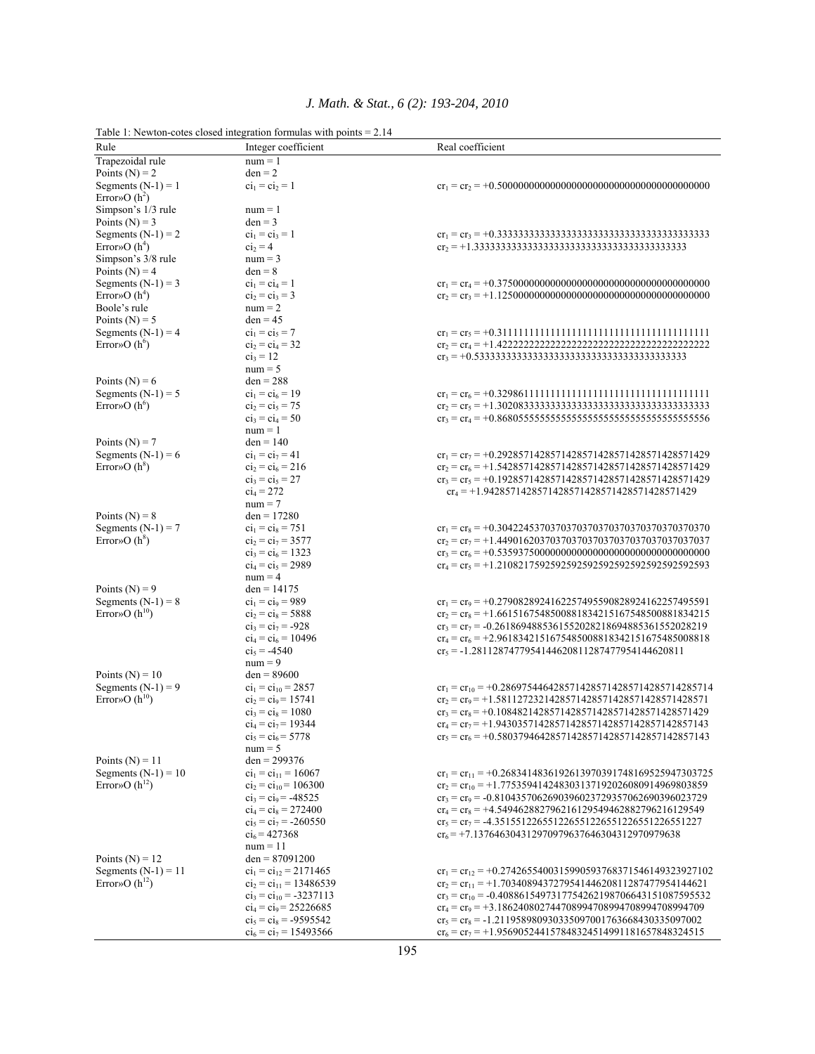Table 1: Newton-cotes closed integration formulas with points = 2.14

| Rule | Integer coefficient | Real coefficient |
|---|---|---|
| Trapezoidal rule | num = 1 | |
| Points (N) = 2 | den = 2 | |
| Segments (N-1) = 1 | $ci_1 = ci_2 = 1$ | $cr_1 = cr_2 = +0.5000000000000000000000000000000000000000$ |
| Error»O ($h^2$) | | |
| Simpson's 1/3 rule | num = 1 | |
| Points (N) = 3 | den = 3 | |
| Segments (N-1) = 2 | $ci_1 = ci_3 = 1$ | $cr_1 = cr_3 = +0.3333333333333333333333333333333333333333$ |
| Error»O ($h^4$) | $ci_2 = 4$ | $cr_2 = +1.3333333333333333333333333333333333333333$ |
| Simpson's 3/8 rule | num = 3 | |
| Points (N) = 4 | den = 8 | |
| Segments (N-1) = 3 | $ci_1 = ci_4 = 1$ | $cr_1 = cr_4 = +0.3750000000000000000000000000000000000000$ |
| Error»O ($h^4$) | $ci_2 = ci_3 = 3$ | $cr_2 = cr_3 = +1.1250000000000000000000000000000000000000$ |
| Boole's rule | num = 2 | |
| Points (N) = 5 | den = 45 | |
| Segments (N-1) = 4 | $ci_1 = ci_5 = 7$ | $cr_1 = cr_5 = +0.3111111111111111111111111111111111111111$ |
| Error»O ($h^6$) | $ci_2 = ci_4 = 32$ | $cr_2 = cr_4 = +1.4222222222222222222222222222222222222222$ |
| | $ci_3 = 12$ | $cr_3 = +0.5333333333333333333333333333333333333333$ |
| | num = 5 | |
| Points (N) = 6 | den = 288 | |
| Segments (N-1) = 5 | $ci_1 = ci_6 = 19$ | $cr_1 = cr_6 = +0.3298611111111111111111111111111111111111$ |
| Error»O ($h^6$) | $ci_2 = ci_5 = 75$ | $cr_2 = cr_5 = +1.3020833333333333333333333333333333333333$ |
| | $ci_3 = ci_4 = 50$ | $cr_3 = cr_4 = +0.8680555555555555555555555555555555555556$ |
| | num = 1 | |
| Points (N) = 7 | den = 140 | |
| Segments (N-1) = 6 | $ci_1 = ci_7 = 41$ | $cr_1 = cr_7 = +0.2928571428571428571428571428571428571429$ |
| Error»O ($h^8$) | $ci_2 = ci_6 = 216$ | $cr_2 = cr_6 = +1.5428571428571428571428571428571428571429$ |
| | $ci_3 = ci_5 = 27$ | $cr_3 = cr_5 = +0.1928571428571428571428571428571428571429$ |
| | $ci_4 = 272$ | $cr_4 = +1.9428571428571428571428571428571428571429$ |
| | num = 7 | |
| Points (N) = 8 | den = 17280 | |
| Segments (N-1) = 7 | $ci_1 = ci_8 = 751$ | $cr_1 = cr_8 = +0.3042245370370370370370370370370370370370$ |
| Error»O ($h^8$) | $ci_2 = ci_7 = 3577$ | $cr_2 = cr_7 = +1.4490162037037037037037037037037037037037$ |
| | $ci_3 = ci_6 = 1323$ | $cr_3 = cr_6 = +0.5359375000000000000000000000000000000000$ |
| | $ci_4 = ci_5 = 2989$ | $cr_4 = cr_5 = +1.2108217592592592592592592592592592592593$ |
| | num = 4 | |
| Points (N) = 9 | den = 14175 | |
| Segments (N-1) = 8 | $ci_1 = ci_9 = 989$ | $cr_1 = cr_9 = +0.2790828924162257495590828924162257495591$ |
| Error»O ($h^{10}$) | $ci_2 = ci_8 = 5888$ | $cr_2 = cr_8 = +1.6615167548500881834215167548500881834215$ |
| | $ci_3 = ci_7 = -928$ | $cr_3 = cr_7 = -0.2618694885361552028218694885361552028219$ |
| | $ci_4 = ci_6 = 10496$ | $cr_4 = cr_6 = +2.9618342151675485008818342151675485008818$ |
| | $ci_5 = -4540$ | $cr_5 = -1.2811287477954144620811287477954144620811$ |
| | num = 9 | |
| Points (N) = 10 | den = 89600 | |
| Segments (N-1) = 9 | $ci_1 = ci_{10} = 2857$ | $cr_1 = cr_{10} = +0.2869754464285714285714285714285714285714$ |
| Error»O ($h^{10}$) | $ci_2 = ci_9 = 15741$ | $cr_2 = cr_9 = +1.5811272321428571428571428571428571428571$ |
| | $ci_3 = ci_8 = 1080$ | $cr_3 = cr_8 = +0.1084821428571428571428571428571428571429$ |
| | $ci_4 = ci_7 = 19344$ | $cr_4 = cr_7 = +1.9430357142857142857142857142857142857143$ |
| | $ci_5 = ci_6 = 5778$ | $cr_5 = cr_6 = +0.5803794642857142857142857142857142857143$ |
| | num = 5 | |
| Points (N) = 11 | den = 299376 | |
| Segments (N-1) = 10 | $ci_1 = ci_{11} = 16067$ | $cr_1 = cr_{11} = +0.2683414836192613970391748169525947303725$ |
| Error»O ($h^{12}$) | $ci_2 = ci_{10} = 106300$ | $cr_2 = cr_{10} = +1.775359414248303137192026080914969803859$ |
| | $ci_3 = ci_9 = -48525$ | $cr_3 = cr_9 = -0.8104357062690396023729357062690396023729$ |
| | $ci_4 = ci_8 = 272400$ | $cr_4 = cr_8 = +4.5494628827962161295494628827962161295494$ |
| | $ci_5 = ci_7 = -260550$ | $cr_5 = cr_7 = -4.3515512265512265512265512265512265512227$ |
| | $ci_6 = 427368$ | $cr_6 = +7.1376463043129709796376463043129709796382$ |
| | num = 11 | |
| Points (N) = 12 | den = 87091200 | |
| Segments (N-1) = 11 | $ci_1 = ci_{12} = 2171465$ | $cr_1 = cr_{12} = +0.2742655400315990593768371546149323927102$ |
| Error»O ($h^{12}$) | $ci_2 = ci_{11} = 13486539$ | $cr_2 = cr_{11} = +1.7034089437279541446208112874779541446621$ |
| | $ci_3 = ci_{10} = -3237113$ | $cr_3 = cr_{10} = -0.4088615497317754262198706643151087595532$ |
| | $ci_4 = ci_9 = 25226685$ | $cr_4 = cr_9 = +3.1862408027447089947089947089947089947089$ |
| | $ci_5 = ci_8 = -9595542$ | $cr_5 = cr_8 = -1.2119589809303350970017636684303350970002$ |
| | $ci_6 = ci_7 = 15493566$ | $cr_6 = cr_7 = +1.9569052441578483245149911816578483245154$ |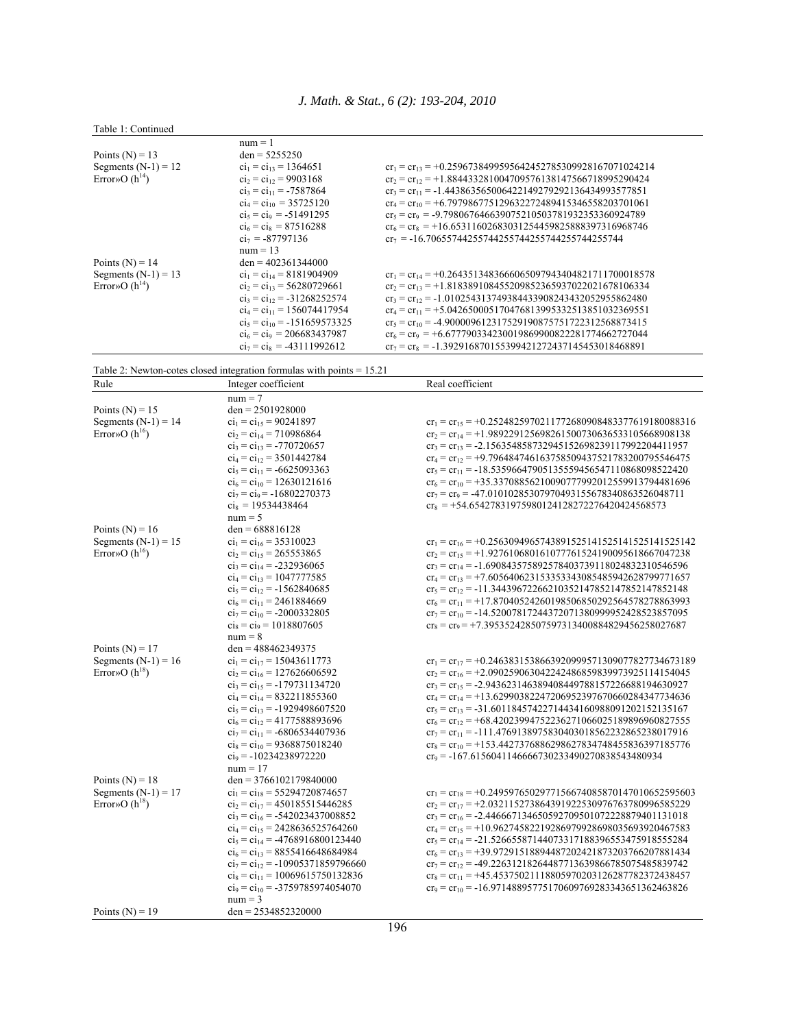Table 1: Continued

| | | |
|---|---|---|
| | num = 1 | |
| Points (N) = 13 | den = 5255250 | |
| Segments (N-1) = 12 | $ci_1 = ci_{13}$ = 1364651 | $cr_1 = cr_{13}$ = +0.25967384995956424527853099281670710242 14 |
| Error»O ($h^{14}$) | $ci_2 = ci_{12}$ = 9903168 | $cr_2 = cr_{12}$ = +1.8844332810047095761381475667189952904 24 |
| | $ci_3 = ci_{11}$ = -7587864 | $cr_3 = cr_{11}$ = -1.4438635650064221492792921364349935778 51 |
| | $ci_4 = ci_{10}$ = 35725120 | $cr_4 = cr_{10}$ = +6.7979867751296322724894153465582037010 61 |
| | $ci_5 = ci_9$ = -51491295 | $cr_5 = cr_9$ = -9.7980676466390752105037819323533609247 89 |
| | $ci_6 = ci_8$ = 87516288 | $cr_6 = cr_8$ = +16.653116026830312544598258883973169687 46 |
| | $ci_7$ = -87797136 | $cr_7$ = -16.706557442557442557442557442557442557 44 |
| | num = 13 | |
| Points (N) = 14 | den = 402361344000 | |
| Segments (N-1) = 13 | $ci_1 = ci_{14}$ = 8181904909 | $cr_1 = cr_{14}$ = +0.26435134836660650979434048217117000185 78 |
| Error»O ($h^{14}$) | $ci_2 = ci_{13}$ = 56280729661 | $cr_2 = cr_{13}$ = +1.8183891084552098523659370220216781063 34 |
| | $ci_3 = ci_{12}$ = -31268252574 | $cr_3 = cr_{12}$ = -1.0102543137493844339082434320529558624 80 |
| | $ci_4 = ci_{11}$ = 156074417954 | $cr_4 = cr_{11}$ = +5.0426500051704768139953325138510323695 51 |
| | $ci_5 = ci_{10}$ = -151659573325 | $cr_5 = cr_{10}$ = -4.9000096123175291908757517223125688734 15 |
| | $ci_6 = ci_9$ = 206683437987 | $cr_6 = cr_9$ = +6.6777903342300198699008222817746627270 44 |
| | $ci_7 = ci_8$ = -43111992612 | $cr_7 = cr_8$ = -1.3929168701553994212724371454530184688 91 |

Table 2: Newton-cotes closed integration formulas with points = 15.21

| Rule | Integer coefficient | Real coefficient |
|---|---|---|
| | num = 7 | |
| Points (N) = 15 | den = 2501928000 | |
| Segments (N-1) = 14 | $ci_1 = ci_{15}$ = 90241897 | $cr_1 = cr_{15}$ = +0.25248259702117726809084833776191800883 16 |
| Error»O ($h^{16}$) | $ci_2 = ci_{14}$ = 710986864 | $cr_2 = cr_{14}$ = +1.9892291256982615007306365331056689081 38 |
| | $ci_3 = ci_{13}$ = -770720657 | $cr_3 = cr_{13}$ = -2.1563548587329451526982391179922044119 57 |
| | $ci_4 = ci_{12}$ = 3501442784 | $cr_4 = cr_{12}$ = +9.7964847461637585094375217832007955464 75 |
| | $ci_5 = ci_{11}$ = -6625093363 | $cr_5 = cr_{11}$ = -18.535966479051355594565471108680985224 20 |
| | $ci_6 = ci_{10}$ = 12630121616 | $cr_6 = cr_{10}$ = +35.337088562100907779920125599137944816 96 |
| | $ci_7 = ci_9$ = -16802270373 | $cr_7 = cr_9$ = -47.010102853079704931556783408635260487 11 |
| | $ci_8$ = 19534438464 | $cr_8$ = +54.654278319759801241282722764204245685 73 |
| | num = 5 | |
| Points (N) = 16 | den = 688816128 | |
| Segments (N-1) = 15 | $ci_1 = ci_{16}$ = 35310023 | $cr_1 = cr_{16}$ = +0.25630949657438915251415251415251415251 42 |
| Error»O ($h^{16}$) | $ci_2 = ci_{15}$ = 265553865 | $cr_2 = cr_{15}$ = +1.9276106801610777615241900956186670472 38 |
| | $ci_3 = ci_{14}$ = -232936065 | $cr_3 = cr_{14}$ = -1.6908435758925784037391180248323105465 96 |
| | $ci_4 = ci_{13}$ = 1047777585 | $cr_4 = cr_{13}$ = +7.6056406231533533430854859426287997716 57 |
| | $ci_5 = ci_{12}$ = -1562840685 | $cr_5 = cr_{12}$ = -11.344396722662103521478521478521478521 48 |
| | $ci_6 = ci_{11}$ = 2461884669 | $cr_6 = cr_{11}$ = +17.870405242601985068502925645782788639 93 |
| | $ci_7 = ci_{10}$ = -2000332805 | $cr_7 = cr_{10}$ = -14.520078172443720713809999524285238570 95 |
| | $ci_8 = ci_9$ = 1018807605 | $cr_8 = cr_9$ = +7.3953524285075973134008848294562580276 87 |
| | num = 8 | |
| Points (N) = 17 | den = 488462349375 | |
| Segments (N-1) = 16 | $ci_1 = ci_{17}$ = 15043611773 | $cr_1 = cr_{17}$ = +0.24638315386639209995713090778277346731 89 |
| Error»O ($h^{18}$) | $ci_2 = ci_{16}$ = 127626606592 | $cr_2 = cr_{16}$ = +2.0902590630422424868598399739251141540 45 |
| | $ci_3 = ci_{15}$ = -179731134720 | $cr_3 = cr_{15}$ = -2.9436231463894084497881572266881946309 27 |
| | $ci_4 = ci_{14}$ = 832211855360 | $cr_4 = cr_{14}$ = +13.629903822472069523976706602843477346 36 |
| | $ci_5 = ci_{13}$ = -1929498607520 | $cr_5 = cr_{13}$ = -31.601184574227144341609880912021521351 67 |
| | $ci_6 = ci_{12}$ = 4177588893696 | $cr_6 = cr_{12}$ = +68.420239947522362710660251898969608275 55 |
| | $ci_7 = ci_{11}$ = -6806534407936 | $cr_7 = cr_{11}$ = -111.47691389758304030185622328652380179 16 |
| | $ci_8 = ci_{10}$ = 9368875018240 | $cr_8 = cr_{10}$ = +153.44273768862986278347484558363971857 76 |
| | $ci_9$ = -10234238972220 | $cr_9$ = -167.61560411466667302334902708385434809 34 |
| | num = 17 | |
| Points (N) = 18 | den = 3766102179840000 | |
| Segments (N-1) = 17 | $ci_1 = ci_{18}$ = 55294720874657 | $cr_1 = cr_{18}$ = +0.24959765029771566740858701470106525956 03 |
| Error»O ($h^{18}$) | $ci_2 = ci_{17}$ = 450185515446285 | $cr_2 = cr_{17}$ = +2.0321152738643919225309767637809965852 29 |
| | $ci_3 = ci_{16}$ = -542023437008852 | $cr_3 = cr_{16}$ = -2.4466671346505927095010722288794011310 18 |
| | $ci_4 = ci_{15}$ = 2428636525764260 | $cr_4 = cr_{15}$ = +10.962745822192869799286980356939204675 83 |
| | $ci_5 = ci_{14}$ = -4768916800123440 | $cr_5 = cr_{14}$ = -21.526655871440733171883965534759185552 84 |
| | $ci_6 = ci_{13}$ = 8855416648684984 | $cr_6 = cr_{13}$ = +39.972915188944872024218732037662078814 34 |
| | $ci_7 = ci_{12}$ = -10905371859796660 | $cr_7 = cr_{12}$ = -49.226312182644877136398667850754858397 42 |
| | $ci_8 = ci_{11}$ = 10069615750132836 | $cr_8 = cr_{11}$ = +45.453750211188059702031262877823724384 57 |
| | $ci_9 = ci_{10}$ = -3759785974054070 | $cr_9 = cr_{10}$ = -16.971488957751706097692833436513624638 26 |
| | num = 3 | |
| Points (N) = 19 | den = 2534852320000 | |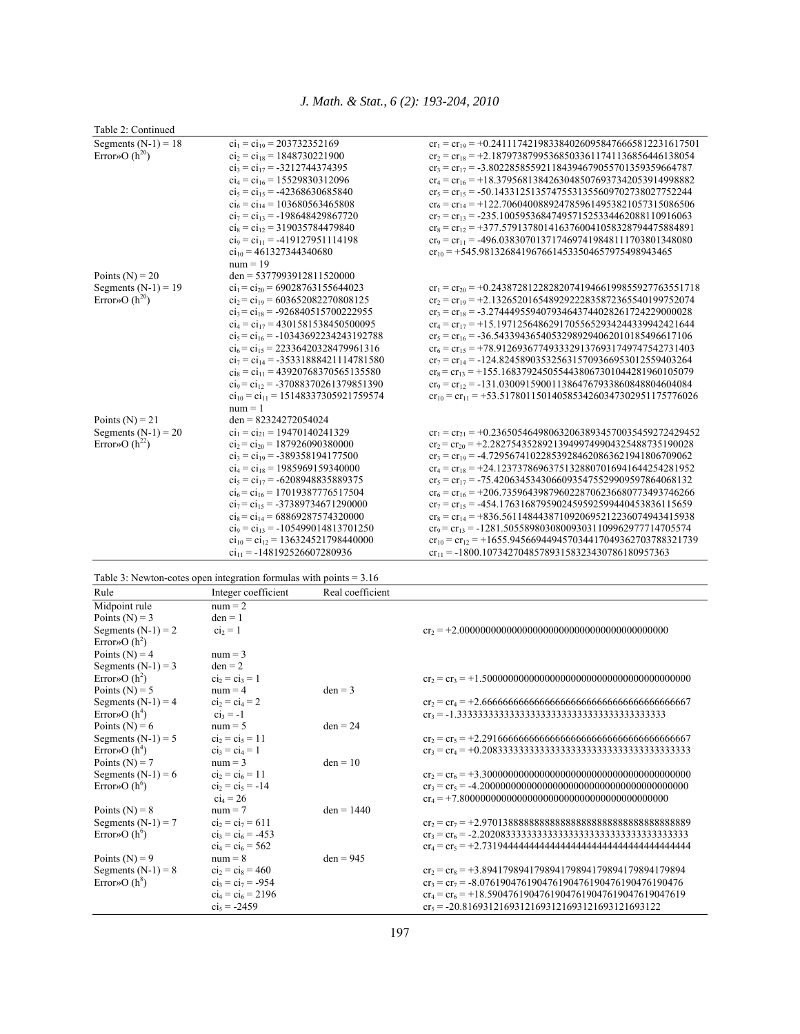Table 2: Continued

| | | |
|---|---|---|
| Segments (N-1) = 18 | $ci_1 = ci_{19}$ = 203732352169 | $cr_1 = cr_{19}$ = +0.24111742198338402609584766658122316175​01 |
| Error»O ($h^{20}$) | $ci_2 = ci_{18}$ = 1848730221900 | $cr_2 = cr_{18}$ = +2.18797387995368503361174113685644613805​4 |
| | $ci_3 = ci_{17}$ = -3212744374395 | $cr_3 = cr_{17}$ = -3.80228585592118439467905570135935966478​7 |
| | $ci_4 = ci_{16}$ = 15529830312096 | $cr_4 = cr_{16}$ = +18.3795681384263048507693734205391499888​2 |
| | $ci_5 = ci_{15}$ = -42368630685840 | $cr_5 = cr_{15}$ = -50.1433125135747553135560970273802775224​4 |
| | $ci_6 = ci_{14}$ = 103680563465808 | $cr_6 = cr_{14}$ = +122.706040088924785961495382105731508650​6 |
| | $ci_7 = ci_{13}$ = -198648429867720 | $cr_7 = cr_{13}$ = -235.100595368474957152533446208811091606​3 |
| | $ci_8 = ci_{12}$ = 319035784479840 | $cr_8 = cr_{12}$ = +377.579137801416376004105832879447588489​1 |
| | $ci_9 = ci_{11}$ = -419127951114198 | $cr_9 = cr_{11}$ = -496.038307013717469741984811170380134808​0 |
| | $ci_{10}$ = 461327344340680 | $cr_{10}$ = +545.981326841967661453350465797549894346​5 |
| | num = 19 | |
| Points (N) = 20 | den = 5377993912811520000 | |
| Segments (N-1) = 19 | $ci_1 = ci_{20}$ = 69028763155644023 | $cr_1 = cr_{20}$ = +0.24387281228282074194661998559277635517​18 |
| Error»O ($h^{20}$) | $ci_2 = ci_{19}$ = 603652082270808125 | $cr_2 = cr_{19}$ = +2.13265201654892922283587236554019975207​4 |
| | $ci_3 = ci_{18}$ = -926840515700222955 | $cr_3 = cr_{18}$ = -3.27444955940793464374402826172422900002​8 |
| | $ci_4 = ci_{17}$ = 4301581538450500095 | $cr_4 = cr_{17}$ = +15.1971256486291705565293424433994242164​4 |
| | $ci_5 = ci_{16}$ = -10343692234243192788 | $cr_5 = cr_{16}$ = -36.5433943654053298929406201018549661710​6 |
| | $ci_6 = ci_{15}$ = 22336420328479961316 | $cr_6 = cr_{15}$ = +78.9126936774933329137693174974754273140​3 |
| | $ci_7 = ci_{14}$ = -35331888421114781580 | $cr_7 = cr_{14}$ = -124.824589035325631570936695301255940326​4 |
| | $ci_8 = ci_{13}$ = 43920768370565135580 | $cr_8 = cr_{13}$ = +155.168379245055443806730104428196010507​9 |
| | $ci_9 = ci_{12}$ = -37088370261379851390 | $cr_9 = cr_{12}$ = -131.030091590011386476793386084880460408​4 |
| | $ci_{10} = ci_{11}$ = 15148337305921759574 | $cr_{10} = cr_{11}$ = +53.5178011501405853426034730295117577602​6 |
| | num = 1 | |
| Points (N) = 21 | den = 82324272054024 | |
| Segments (N-1) = 20 | $ci_1 = ci_{21}$ = 19470140241329 | $cr_1 = cr_{21}$ = +0.23650546498063206389345700354592724294​52 |
| Error»O ($h^{22}$) | $ci_2 = ci_{20}$ = 187926090380000 | $cr_2 = cr_{20}$ = +2.28275435289213949974990432548873519002​8 |
| | $ci_3 = ci_{19}$ = -389358194177500 | $cr_3 = cr_{19}$ = -4.72956741022853928462086362194180670906​2 |
| | $ci_4 = ci_{18}$ = 1985969159340000 | $cr_4 = cr_{18}$ = +24.1237378696375132880701694164425428195​2 |
| | $ci_5 = ci_{17}$ = -6208948835889375 | $cr_5 = cr_{17}$ = -75.4206345343066093547552990959786406813​2 |
| | $ci_6 = ci_{16}$ = 17019387776517504 | $cr_6 = cr_{16}$ = +206.735964398796022870623668077349374626​6 |
| | $ci_7 = ci_{15}$ = -37389734671290000 | $cr_7 = cr_{15}$ = -454.176316879590245959259944045383611565​9 |
| | $ci_8 = ci_{14}$ = 68869287574320000 | $cr_8 = cr_{14}$ = +836.561148443871092069521223607494341593​8 |
| | $ci_9 = ci_{13}$ = -105499014813701250 | $cr_9 = cr_{13}$ = -1281.50558980308009303110996297771470557​4 |
| | $ci_{10} = ci_{12}$ = 136324521798440000 | $cr_{10} = cr_{12}$ = +1655.94566944945703441704936270378832173​9 |
| | $ci_{11}$ = -148192526607280936 | $cr_{11}$ = -1800.10734270485789315832343078618095736​3 |

Table 3: Newton-cotes open integration formulas with points = 3.16

| Rule | Integer coefficient | Real coefficient | |
|---|---|---|---|
| Midpoint rule | num = 2 | | |
| Points (N) = 3 | den = 1 | | |
| Segments (N-1) = 2 | $ci_2$ = 1 | | $cr_2$ = +2.0000000000000000000000000000000000000000 |
| Error»O ($h^2$) | | | |
| Points (N) = 4 | num = 3 | | |
| Segments (N-1) = 3 | den = 2 | | |
| Error»O ($h^2$) | $ci_2 = ci_3$ = 1 | | $cr_2 = cr_3$ = +1.5000000000000000000000000000000000000000 |
| Points (N) = 5 | num = 4 | den = 3 | |
| Segments (N-1) = 4 | $ci_2 = ci_4$ = 2 | | $cr_2 = cr_4$ = +2.6666666666666666666666666666666666666667 |
| Error»O ($h^4$) | $ci_3$ = -1 | | $cr_3$ = -1.3333333333333333333333333333333333333333 |
| Points (N) = 6 | num = 5 | den = 24 | |
| Segments (N-1) = 5 | $ci_2 = ci_5$ = 11 | | $cr_2 = cr_5$ = +2.2916666666666666666666666666666666666667 |
| Error»O ($h^4$) | $ci_3 = ci_4$ = 1 | | $cr_3 = cr_4$ = +0.2083333333333333333333333333333333333333 |
| Points (N) = 7 | num = 3 | den = 10 | |
| Segments (N-1) = 6 | $ci_2 = ci_6$ = 11 | | $cr_2 = cr_6$ = +3.3000000000000000000000000000000000000000 |
| Error»O ($h^6$) | $ci_2 = ci_5$ = -14 | | $cr_3 = cr_5$ = -4.2000000000000000000000000000000000000000 |
| | $ci_4$ = 26 | | $cr_4$ = +7.8000000000000000000000000000000000000000 |
| Points (N) = 8 | num = 7 | den = 1440 | |
| Segments (N-1) = 7 | $ci_2 = ci_7$ = 611 | | $cr_2 = cr_7$ = +2.9701388888888888888888888888888888888889 |
| Error»O ($h^6$) | $ci_3 = ci_6$ = -453 | | $cr_3 = cr_6$ = -2.2020833333333333333333333333333333333333 |
| | $ci_4 = ci_6$ = 562 | | $cr_4 = cr_5$ = +2.7319444444444444444444444444444444444444 |
| Points (N) = 9 | num = 8 | den = 945 | |
| Segments (N-1) = 8 | $ci_2 = ci_8$ = 460 | | $cr_2 = cr_8$ = +3.8941798941798941798941798941798941798​94 |
| Error»O ($h^8$) | $ci_3 = ci_7$ = -954 | | $cr_3 = cr_7$ = -8.0761904761904761904761904761904761904​76 |
| | $ci_4 = ci_6$ = 2196 | | $cr_4 = cr_6$ = +18.590476190476190476190476190476190476​19 |
| | $ci_5$ = -2459 | | $cr_5$ = -20.816931216931216931216931216931216931​22 |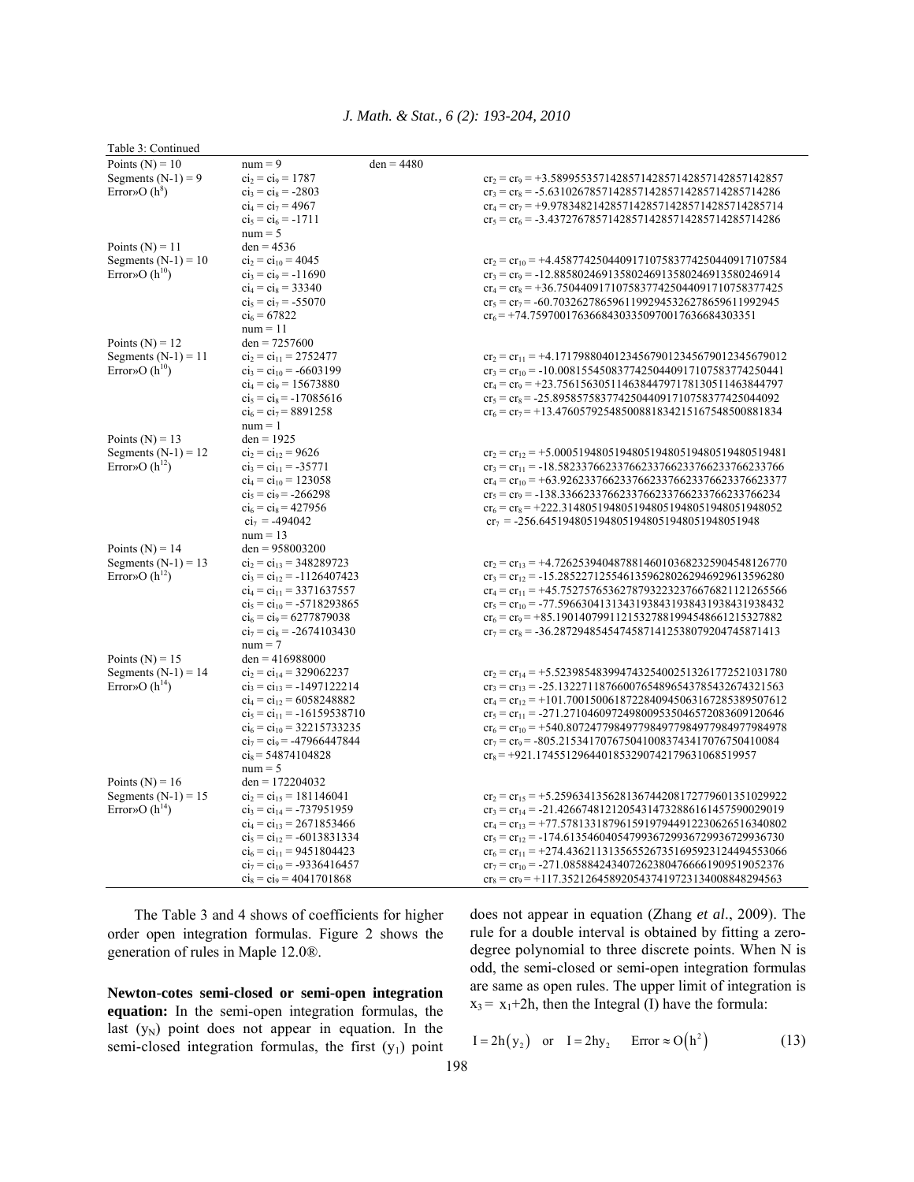Table 3: Continued

| | | | |
|---|---|---|---|
| Points (N) = 10 | num = 9 | den = 4480 | |
| Segments (N-1) = 9 | $ci_2 = ci_9 = 1787$ | | $cr_2 = cr_9 = +3.5899553571428571428571428571428571428571428571 42857$ |
| Error≈O ($h^8$) | $ci_3 = ci_8 = -2803$ | | $cr_3 = cr_8 = -5.6310267857142857142857142857142857142857142857 14286$ |
| | $ci_4 = ci_7 = 4967$ | | $cr_4 = cr_7 = +9.9783482142857142857142857142857142857142857142 85714$ |
| | $ci_5 = ci_6 = -1711$ | | $cr_5 = cr_6 = -3.4372767857142857142857142857142857142857142857 14286$ |
| | num = 5 | | |
| Points (N) = 11 | den = 4536 | | |
| Segments (N-1) = 10 | $ci_2 = ci_{10} = 4045$ | | $cr_2 = cr_{10} = +4.4587742504409171075837742504409171075 84$ |
| Error≈O ($h^{10}$) | $ci_3 = ci_9 = -11690$ | | $cr_3 = cr_9 = -12.885802469135802469135802469135802469 14$ |
| | $ci_4 = ci_8 = 33340$ | | $cr_4 = cr_8 = +36.750440917107583774250440917107583774 25$ |
| | $ci_5 = ci_7 = -55070$ | | $cr_5 = cr_7 = -60.703262786596119929453262786596119929 45$ |
| | $ci_6 = 67822$ | | $cr_6 = +74.759700176366843033509700176366843033 51$ |
| | num = 11 | | |
| Points (N) = 12 | den = 7257600 | | |
| Segments (N-1) = 11 | $ci_2 = ci_{11} = 2752477$ | | $cr_2 = cr_{11} = +4.1717988040123456790123456790123456790 12$ |
| Error≈O ($h^{10}$) | $ci_3 = ci_{10} = -6603199$ | | $cr_3 = cr_{10} = -10.008155450837742504409171075837742504 41$ |
| | $ci_4 = ci_9 = 15673880$ | | $cr_4 = cr_9 = +23.756156305114638447971781305114638447 97$ |
| | $ci_5 = ci_8 = -17085616$ | | $cr_5 = cr_8 = -25.895857583774250440917107583774250440 92$ |
| | $ci_6 = ci_7 = 8891258$ | | $cr_6 = cr_7 = +13.476057925485008818342151675485008818 34$ |
| | num = 1 | | |
| Points (N) = 13 | den = 1925 | | |
| Segments (N-1) = 12 | $ci_2 = ci_{12} = 9626$ | | $cr_2 = cr_{12} = +5.0005194805194805194805194805194805194 81$ |
| Error≈O ($h^{12}$) | $ci_3 = ci_{11} = -35771$ | | $cr_3 = cr_{11} = -18.582337662337662337662337662337662337 66$ |
| | $ci_4 = ci_{10} = 123058$ | | $cr_4 = cr_{10} = +63.926233766233766233766233766233766233 77$ |
| | $ci_5 = ci_9 = -266298$ | | $cr_5 = cr_9 = -138.33662337662337662337662337662337662 34$ |
| | $ci_6 = ci_8 = 427956$ | | $cr_6 = cr_8 = +222.31480519480519480519480519480519480 52$ |
| | $ci_7 = -494042$ | | $cr_7 = -256.64519480519480519480519480519480519 48$ |
| | num = 13 | | |
| Points (N) = 14 | den = 958003200 | | |
| Segments (N-1) = 13 | $ci_2 = ci_{13} = 348289723$ | | $cr_2 = cr_{13} = +4.7262539404878814601036823259045481267 70$ |
| Error≈O ($h^{12}$) | $ci_3 = ci_{12} = -1126407423$ | | $cr_3 = cr_{12} = -15.285227125546135962802629469296135962 80$ |
| | $ci_4 = ci_{11} = 3371637557$ | | $cr_4 = cr_{11} = +45.752757653627879322323766768211212655 66$ |
| | $ci_5 = ci_{10} = -5718293865$ | | $cr_5 = cr_{10} = -77.596630413134319384319384319384319384 32$ |
| | $ci_6 = ci_9 = 6277879038$ | | $cr_6 = cr_9 = +85.190140799112153278819945486612153278 82$ |
| | $ci_7 = ci_8 = -2674103430$ | | $cr_7 = cr_8 = -36.287294854547458714125380792047458714 13$ |
| | num = 7 | | |
| Points (N) = 15 | den = 416988000 | | |
| Segments (N-1) = 14 | $ci_2 = ci_{14} = 329062237$ | | $cr_2 = cr_{14} = +5.5239854839947432540025132617725210317 80$ |
| Error≈O ($h^{14}$) | $ci_3 = ci_{13} = -1497122214$ | | $cr_3 = cr_{13} = -25.132271187660076548965437854326743215 63$ |
| | $ci_4 = ci_{12} = 6058248882$ | | $cr_4 = cr_{12} = +101.70015006187228409450631672853895076 12$ |
| | $ci_5 = ci_{11} = -16159538710$ | | $cr_5 = cr_{11} = -271.27104609724980095350465720836091206 46$ |
| | $ci_6 = ci_{10} = 32215733235$ | | $cr_6 = cr_{10} = +540.80724779849779849779849779849779849 78$ |
| | $ci_7 = ci_9 = -47966447844$ | | $cr_7 = cr_9 = -805.21534170767504100837434170767504100 84$ |
| | $ci_8 = 54874104828$ | | $cr_8 = +921.17455129644018532907421796310685199 57$ |
| | num = 5 | | |
| Points (N) = 16 | den = 172204032 | | |
| Segments (N-1) = 15 | $ci_2 = ci_{15} = 181146041$ | | $cr_2 = cr_{15} = +5.2596341356281367442081727796013510299 22$ |
| Error≈O ($h^{14}$) | $ci_3 = ci_{14} = -737951959$ | | $cr_3 = cr_{14} = -21.426674812120543147328861614575900290 19$ |
| | $ci_4 = ci_{13} = 2671853466$ | | $cr_4 = cr_{13} = +77.578133187961591979449122306265163408 02$ |
| | $ci_5 = ci_{12} = -6013831334$ | | $cr_5 = cr_{12} = -174.61354604054799367299367299367299367 30$ |
| | $ci_6 = ci_{11} = 9451804423$ | | $cr_6 = cr_{11} = +274.43621131356552673516959231244945530 66$ |
| | $ci_7 = ci_{10} = -9336416457$ | | $cr_7 = cr_{10} = -271.08588424340726238047666619095190523 76$ |
| | $ci_8 = ci_9 = 4041701868$ | | $cr_8 = cr_9 = +117.35212645892054374197231340088482945 63$ |

The Table 3 and 4 shows of coefficients for higher order open integration formulas. Figure 2 shows the generation of rules in Maple 12.0®.

**Newton-cotes semi-closed or semi-open integration equation:** In the semi-open integration formulas, the last ($y_N$) point does not appear in equation. In the semi-closed integration formulas, the first ($y_1$) point does not appear in equation (Zhang *et al*., 2009). The rule for a double interval is obtained by fitting a zero-degree polynomial to three discrete points. When N is odd, the semi-closed or semi-open integration formulas are same as open rules. The upper limit of integration is $x_3 = x_1+2h$, then the Integral (I) have the formula:

$$I = 2h\left(y_2\right) \quad \text{or} \quad I = 2hy_2 \qquad \text{Error} \approx O\left(h^2\right) \tag{13}$$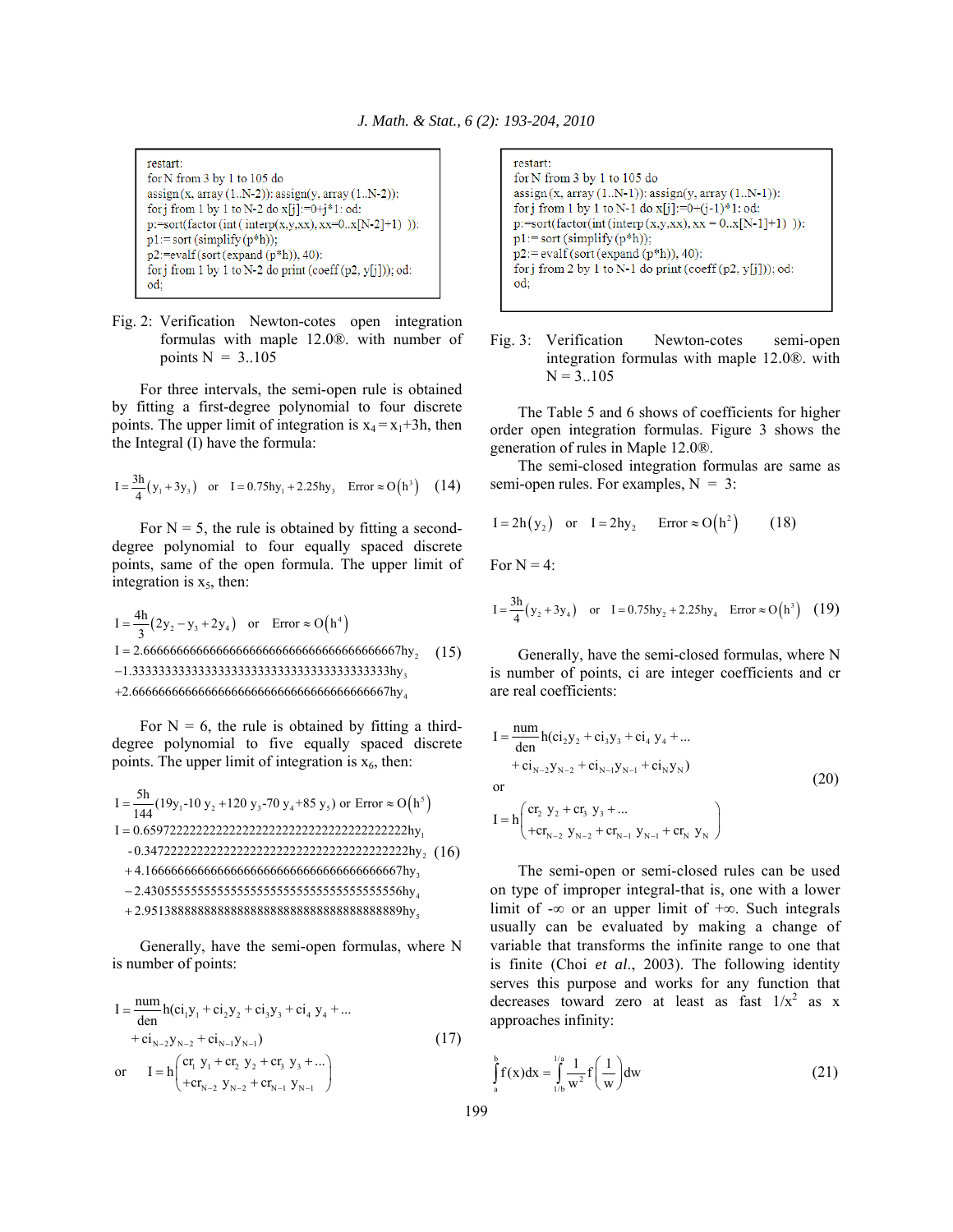```
restart:
for N from 3 by 1 to 105 do
assign(x, array (1..N-2)); assign(y, array (1..N-2)):
for j from 1 by 1 to N-2 do x[j]:=0+j*1: od:
p:=sort(factor(int ( interp(x,y,xx), xx=0..x[N-2]+1) )):
p1:= sort (simplify (p*h)):
p2:=evalf (sort (expand (p*h)), 40):
for j from 1 by 1 to N-2 do print (coeff (p2, y[j])); od:
od;
```

Fig. 2: Verification Newton-cotes open integration formulas with maple 12.0®. with number of points N = 3..105

For three intervals, the semi-open rule is obtained by fitting a first-degree polynomial to four discrete points. The upper limit of integration is $x_4 = x_1+3h$, then the Integral (I) have the formula:

$$I = \frac{3h}{4}(y_1 + 3y_3) \quad \text{or} \quad I = 0.75hy_1 + 2.25hy_3 \quad \text{Error} \approx O(h^3) \tag{14}$$

For N = 5, the rule is obtained by fitting a second-degree polynomial to four equally spaced discrete points, same of the open formula. The upper limit of integration is $x_5$, then:

$$I = \frac{4h}{3}(2y_2 - y_3 + 2y_4) \quad \text{or} \quad \text{Error} \approx O(h^4)$$

$$\begin{aligned} I = &\ 2.666666666666666666666666666666666666667hy_2 \\ &-1.333333333333333333333333333333333333333hy_3 \\ &+2.666666666666666666666666666666666666667hy_4 \end{aligned} \tag{15}$$

For N = 6, the rule is obtained by fitting a third-degree polynomial to five equally spaced discrete points. The upper limit of integration is $x_6$, then:

$$I = \frac{5h}{144}(19y_1 - 10\,y_2 + 120\,y_3 - 70\,y_4 + 85\,y_5) \text{ or Error} \approx O(h^5)$$

$$\begin{aligned} I = &\ 0.6597222222222222222222222222222222222222hy_1 \\ &-0.3472222222222222222222222222222222222222hy_2 \\ &+4.166666666666666666666666666666666666667hy_3 \\ &-2.430555555555555555555555555555555555556hy_4 \\ &+2.951388888888888888888888888888888888889hy_5 \end{aligned} \tag{16}$$

Generally, have the semi-open formulas, where N is number of points:

$$\begin{aligned} I = &\frac{num}{den}h(ci_1y_1 + ci_2y_2 + ci_3y_3 + ci_4\,y_4 + \ldots \\ &+ ci_{N-2}y_{N-2} + ci_{N-1}y_{N-1}) \end{aligned} \tag{17}$$

$$\text{or} \quad I = h\begin{pmatrix} cr_1\ y_1 + cr_2\ y_2 + cr_3\ y_3 + \ldots \\ +cr_{N-2}\ y_{N-2} + cr_{N-1}\ y_{N-1} \end{pmatrix}$$

```
restart:
for N from 3 by 1 to 105 do
assign(x, array (1..N-1)): assign(y, array (1..N-1)):
for j from 1 by 1 to N-1 do x[j]:=0+(j-1)*1: od:
p:=sort(factor(int (interp (x,y,xx), xx = 0..x[N-1]+1) )):
p1:= sort (simplify (p*h)):
p2:= evalf (sort (expand (p*h)), 40):
for j from 2 by 1 to N-1 do print (coeff (p2, y[j])); od:
od;
```

Fig. 3: Verification Newton-cotes semi-open integration formulas with maple 12.0®. with N = 3..105

The Table 5 and 6 shows of coefficients for higher order open integration formulas. Figure 3 shows the generation of rules in Maple 12.0®.

The semi-closed integration formulas are same as semi-open rules. For examples, N = 3:

$$I = 2h(y_2) \quad \text{or} \quad I = 2hy_2 \quad \text{Error} \approx O(h^2) \tag{18}$$

For N = 4:

$$I = \frac{3h}{4}(y_2 + 3y_4) \quad \text{or} \quad I = 0.75hy_2 + 2.25hy_4 \quad \text{Error} \approx O(h^3) \tag{19}$$

Generally, have the semi-closed formulas, where N is number of points, ci are integer coefficients and cr are real coefficients:

$$\begin{aligned} I = &\frac{num}{den}h(ci_2y_2 + ci_3y_3 + ci_4\,y_4 + \ldots \\ &+ ci_{N-2}y_{N-2} + ci_{N-1}y_{N-1} + ci_Ny_N) \end{aligned} \tag{20}$$

$$\text{or} \quad I = h\begin{pmatrix} cr_2\ y_2 + cr_3\ y_3 + \ldots \\ +cr_{N-2}\ y_{N-2} + cr_{N-1}\ y_{N-1} + cr_N\ y_N \end{pmatrix}$$

The semi-open or semi-closed rules can be used on type of improper integral-that is, one with a lower limit of $-\infty$ or an upper limit of $+\infty$. Such integrals usually can be evaluated by making a change of variable that transforms the infinite range to one that is finite (Choi *et al*., 2003). The following identity serves this purpose and works for any function that decreases toward zero at least as fast $1/x^2$ as x approaches infinity:

$$\int_a^b f(x)dx = \int_{1/b}^{1/a} \frac{1}{w^2} f\left(\frac{1}{w}\right)dw \tag{21}$$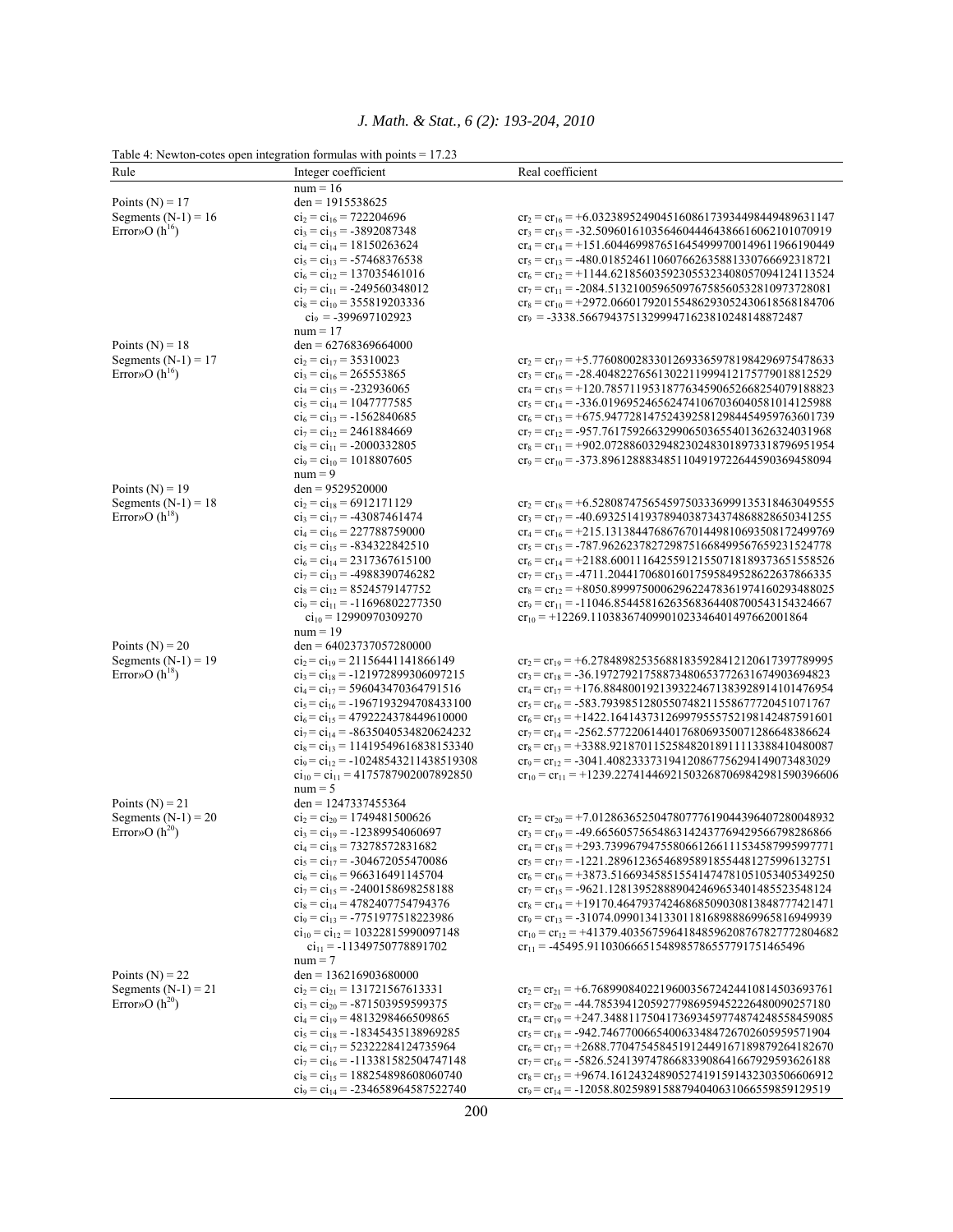Table 4: Newton-cotes open integration formulas with points = 17.23

| Rule | Integer coefficient | Real coefficient |
|---|---|---|
| | num = 16 | |
| Points (N) = 17 | den = 1915538625 | |
| Segments (N-1) = 16 | $ci_2 = ci_{16}$ = 722204696 | $cr_2 = cr_{16}$ = +6.032389524904516086173934498449489631147 |
| Error»O ($h^{16}$) | $ci_3 = ci_{15}$ = -3892087348 | $cr_3 = cr_{15}$ = -32.509601610356460444643866160621010070919 |
| | $ci_4 = ci_{14}$ = 18150263624 | $cr_4 = cr_{14}$ = +151.604469987651645499970014961196619 0449 |
| | $ci_5 = ci_{13}$ = -57468376538 | $cr_5 = cr_{13}$ = -480.018524611060766263588133076669231 8721 |
| | $ci_6 = ci_{12}$ = 137035461016 | $cr_6 = cr_{12}$ = +1144.621856035923055323408057094124113524 |
| | $ci_7 = ci_{11}$ = -249560348012 | $cr_7 = cr_{11}$ = -2084.513210059650976758560532810973728081 |
| | $ci_8 = ci_{10}$ = 355819203336 | $cr_8 = cr_{10}$ = +2972.066017920155486293052430618568184706 |
| | $ci_9$ = -399697102923 | $cr_9$ = -3338.566794375132999471623810248148872487 |
| | num = 17 | |
| Points (N) = 18 | den = 62768369664000 | |
| Segments (N-1) = 17 | $ci_2 = ci_{17}$ = 35310023 | $cr_2 = cr_{17}$ = +5.776080028330126933659781984296975478633 |
| Error»O ($h^{16}$) | $ci_3 = ci_{16}$ = 265553865 | $cr_3 = cr_{16}$ = -28.404822765613022119994121757790188 12529 |
| | $ci_4 = ci_{15}$ = -232936065 | $cr_4 = cr_{15}$ = +120.785711953187763459065266825407918 8823 |
| | $ci_5 = ci_{14}$ = 1047777585 | $cr_5 = cr_{14}$ = -336.019695246562474106703604058101412 5988 |
| | $ci_6 = ci_{13}$ = -1562840685 | $cr_6 = cr_{13}$ = +675.947728147524392581298445495976360 1739 |
| | $ci_7 = ci_{12}$ = 2461884669 | $cr_7 = cr_{12}$ = -957.761759266329906503655401362632403 1968 |
| | $ci_8 = ci_{11}$ = -2000332805 | $cr_8 = cr_{11}$ = +902.072886032948230248301897331879695 1954 |
| | $ci_9 = ci_{10}$ = 1018807605 | $cr_9 = cr_{10}$ = -373.896128883485110491972264459036945 8094 |
| | num = 9 | |
| Points (N) = 19 | den = 9529520000 | |
| Segments (N-1) = 18 | $ci_2 = ci_{18}$ = 6912171129 | $cr_2 = cr_{18}$ = +6.528087475654597503336999135318463049555 |
| Error»O ($h^{18}$) | $ci_3 = ci_{17}$ = -43087461474 | $cr_3 = cr_{17}$ = -40.693251419378940387343748688286503 41255 |
| | $ci_4 = ci_{16}$ = 227788759000 | $cr_4 = cr_{16}$ = +215.131384476867670144981069350817249 9769 |
| | $ci_5 = ci_{15}$ = -834322842510 | $cr_5 = cr_{15}$ = -787.962623782729875166849956765923152 4778 |
| | $ci_6 = ci_{14}$ = 2317367615100 | $cr_6 = cr_{14}$ = +2188.600111642559121550718189373651558526 |
| | $ci_7 = ci_{13}$ = -4988390746282 | $cr_7 = cr_{13}$ = -4711.204417068016017595849528622637866335 |
| | $ci_8 = ci_{12}$ = 8524579147752 | $cr_8 = cr_{12}$ = +8050.899975000629622478361974160293488025 |
| | $ci_9 = ci_{11}$ = -11696802277350 | $cr_9 = cr_{11}$ = -11046.854458162635683644087005431543246 67 |
| | $ci_{10}$ = 12990970309270 | $cr_{10}$ = +12269.110383674099010233464014976620018 64 |
| | num = 19 | |
| Points (N) = 20 | den = 64023737057280000 | |
| Segments (N-1) = 19 | $ci_2 = ci_{19}$ = 2115644114 1866149 | $cr_2 = cr_{19}$ = +6.278489825356881835928412120617397789995 |
| Error»O ($h^{18}$) | $ci_3 = ci_{18}$ = -121972899306097215 | $cr_3 = cr_{18}$ = -36.197279217588734806537726316749036948 23 |
| | $ci_4 = ci_{17}$ = 596043470364791516 | $cr_4 = cr_{17}$ = +176.884800192139322467138392891410147 6954 |
| | $ci_5 = ci_{16}$ = -1967193294708433100 | $cr_5 = cr_{16}$ = -583.793985128055074821155867772045107 1767 |
| | $ci_6 = ci_{15}$ = 4792224378449610000 | $cr_6 = cr_{15}$ = +1422.164143731269979555752198142487591601 |
| | $ci_7 = ci_{14}$ = -8635040534820624232 | $cr_7 = cr_{14}$ = -2562.577220614401768069350071286648386624 |
| | $ci_8 = ci_{13}$ = 11419549616838153340 | $cr_8 = cr_{13}$ = +3388.921870115258482018911113388410480087 |
| | $ci_9 = ci_{12}$ = -10248543211438519308 | $cr_9 = cr_{12}$ = -3041.408233373194120867756294149703483029 |
| | $ci_{10} = ci_{11}$ = 4175787902007892850 | $cr_{10} = cr_{11}$ = +1239.227414469215032687069842981590396606 |
| | num = 5 | |
| Points (N) = 21 | den = 1247337455364 | |
| Segments (N-1) = 20 | $ci_2 = ci_{20}$ = 1749481500626 | $cr_2 = cr_{20}$ = +7.012863652504780777619044396407280048932 |
| Error»O ($h^{20}$) | $ci_3 = ci_{19}$ = -12389954060697 | $cr_3 = cr_{19}$ = -49.665605756548631424377694295667982868 66 |
| | $ci_4 = ci_{18}$ = 73278572831682 | $cr_4 = cr_{18}$ = +293.739967947558066126611153458799599 7771 |
| | $ci_5 = ci_{17}$ = -304672055470086 | $cr_5 = cr_{17}$ = -1221.289612365468958918554481275996132751 |
| | $ci_6 = ci_{16}$ = 966316491145704 | $cr_6 = cr_{16}$ = +3873.516693458515541474781051053405349250 |
| | $ci_7 = ci_{15}$ = -2400158698258188 | $cr_7 = cr_{15}$ = -9621.128139528889042469653401485523548124 |
| | $ci_8 = ci_{14}$ = 4782407754794376 | $cr_8 = cr_{14}$ = +19170.464793742468685090308138487774214 71 |
| | $ci_9 = ci_{13}$ = -7751977518223986 | $cr_9 = cr_{13}$ = -31074.099013413301181689888699658169499 39 |
| | $ci_{10} = ci_{12}$ = 10322815990097148 | $cr_{10} = cr_{12}$ = +41379.403567596418485962087678277728046 82 |
| | $ci_{11}$ = -11349750778891702 | $cr_{11}$ = -45495.911030666515489857865577917514654 96 |
| | num = 7 | |
| Points (N) = 22 | den = 136216903680000 | |
| Segments (N-1) = 21 | $ci_2 = ci_{21}$ = 131721567613331 | $cr_2 = cr_{21}$ = +6.768990840221960035672424410814503693761 |
| Error»O ($h^{20}$) | $ci_3 = ci_{20}$ = -871503959599375 | $cr_3 = cr_{20}$ = -44.785394120592779869594522264800902571 80 |
| | $ci_4 = ci_{19}$ = 4813298466509865 | $cr_4 = cr_{19}$ = +247.348811750417369345977487424855845 9085 |
| | $ci_5 = ci_{18}$ = -18345435138969285 | $cr_5 = cr_{18}$ = -942.746770066540063348472670260595957 1904 |
| | $ci_6 = ci_{17}$ = 52322284124735964 | $cr_6 = cr_{17}$ = +2688.770475458451912449167189879264182670 |
| | $ci_7 = ci_{16}$ = -113381582504747148 | $cr_7 = cr_{16}$ = -5826.524139747866833908641667929593626188 |
| | $ci_8 = ci_{15}$ = 188254898608060740 | $cr_8 = cr_{15}$ = +9674.161243248905274191591432303506606912 |
| | $ci_9 = ci_{14}$ = -234658964587522740 | $cr_9 = cr_{14}$ = -12058.802598915887940406310665598591295 19 |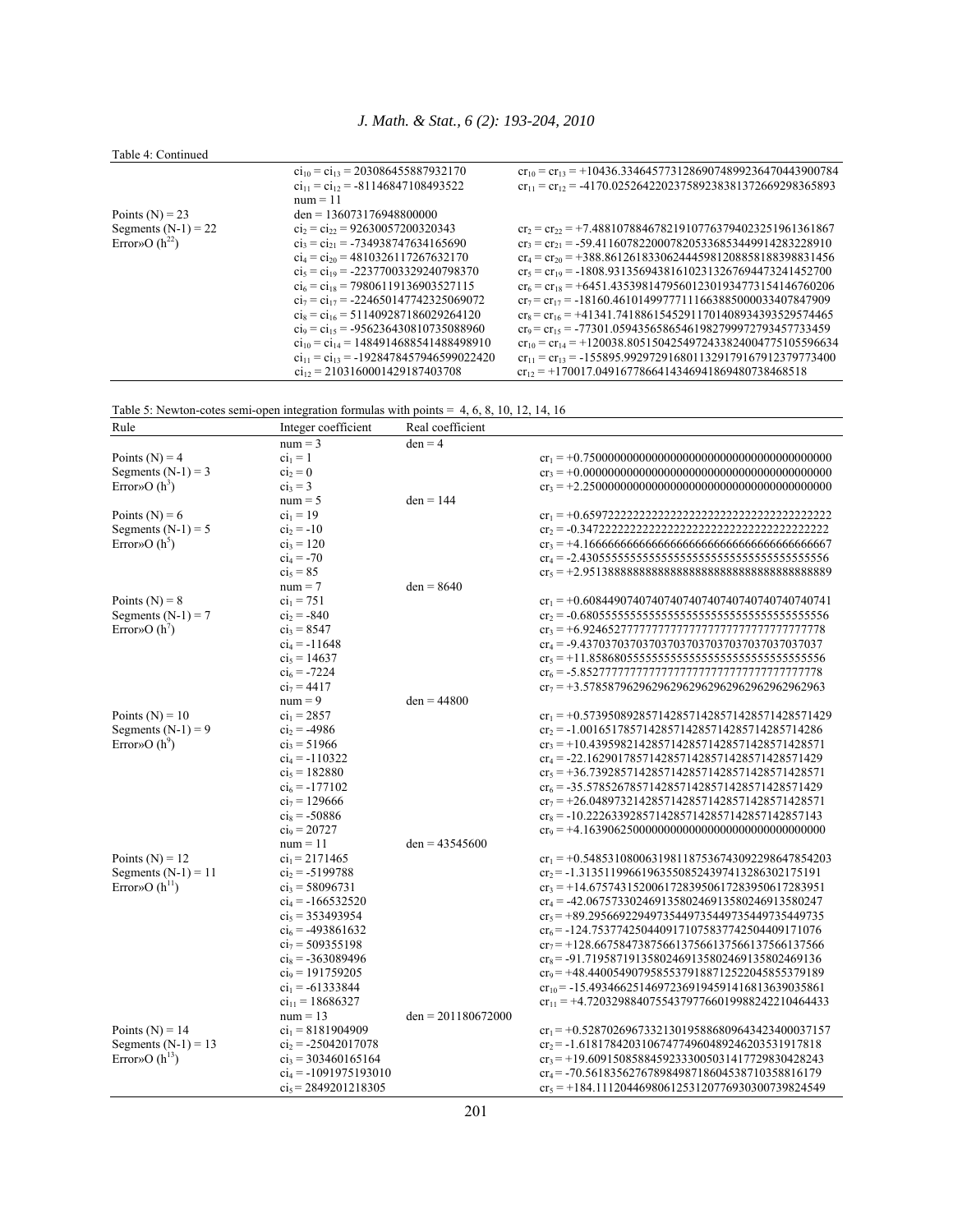Table 4: Continued

| | | |
|---|---|---|
| | $ci_{10} = ci_{13}$ = 203086455887932170 | $cr_{10} = cr_{13}$ = +10436.334645773128690748992364704439007​84 |
| | $ci_{11} = ci_{12}$ = -81146847108493522 | $cr_{11} = cr_{12}$ = -4170.02526422023758923838137266929836589​3 |
| | num = 11 | |
| Points (N) = 23 | den = 136073176948800000 | |
| Segments (N-1) = 22 | $ci_2 = ci_{22}$ = 92630057200320343 | $cr_2 = cr_{22}$ = +7.4881078846782191077637940232519613618​67 |
| Error»O ($h^{22}$) | $ci_3 = ci_{21}$ = -7349387476341656​90 | $cr_3 = cr_{21}$ = -59.411607822000782053368534499142832289​10 |
| | $ci_4 = ci_{20}$ = 4810326117267632170 | $cr_4 = cr_{20}$ = +388.861261833062444598120885818839883145​6 |
| | $ci_5 = ci_{19}$ = -22377003329240798370 | $cr_5 = cr_{19}$ = -1808.9313569438161023132676944732414527​00 |
| | $ci_6 = ci_{18}$ = 79806119136903527115 | $cr_6 = cr_{18}$ = +6451.43539814795601230193477315414676020​6 |
| | $ci_7 = ci_{17}$ = -224650147742325069072 | $cr_7 = cr_{17}$ = -18160.4610149977711166388500003340784790​9 |
| | $ci_8 = ci_{16}$ = 511409287186029264120 | $cr_8 = cr_{16}$ = +41341.741886154529117014089343935295744​65 |
| | $ci_9 = ci_{15}$ = -956236430810735088960 | $cr_9 = cr_{15}$ = -77301.059435658654619827999727934577334​59 |
| | $ci_{10} = ci_{14}$ = 1484914688541488498910 | $cr_{10} = cr_{14}$ = +120038.805150425497243382400477510559663​4 |
| | $ci_{11} = ci_{13}$ = -1928478457946599022420 | $cr_{11} = cr_{13}$ = -155895.9929729168011329179167912379773400 |
| | $ci_{12}$ = 2103160001429187403708 | $cr_{12}$ = +170017.04916778664143469418694807384685​18 |

Table 5: Newton-cotes semi-open integration formulas with points = 4, 6, 8, 10, 12, 14, 16

| Rule | Integer coefficient | Real coefficient | |
|---|---|---|---|
| | num = 3 | den = 4 | |
| Points (N) = 4 | $ci_1$ = 1 | | $cr_1$ = +0.75000000000000000000000000000000000000000 |
| Segments (N-1) = 3 | $ci_2$ = 0 | | $cr_3$ = +0.00000000000000000000000000000000000000000 |
| Error»O ($h^3$) | $ci_3$ = 3 | | $cr_3$ = +2.25000000000000000000000000000000000000000 |
| | num = 5 | den = 144 | |
| Points (N) = 6 | $ci_1$ = 19 | | $cr_1$ = +0.65972222222222222222222222222222222222222 |
| Segments (N-1) = 5 | $ci_2$ = -10 | | $cr_2$ = -0.34722222222222222222222222222222222222222 |
| Error»O ($h^5$) | $ci_3$ = 120 | | $cr_3$ = +4.16666666666666666666666666666666666666667 |
| | $ci_4$ = -70 | | $cr_4$ = -2.43055555555555555555555555555555555555556 |
| | $ci_5$ = 85 | | $cr_5$ = +2.95138888888888888888888888888888888888889 |
| | num = 7 | den = 8640 | |
| Points (N) = 8 | $ci_1$ = 751 | | $cr_1$ = +0.60844907407407407407407407407407407407407​41 |
| Segments (N-1) = 7 | $ci_2$ = -840 | | $cr_2$ = -0.68055555555555555555555555555555555555556 |
| Error»O ($h^7$) | $ci_3$ = 8547 | | $cr_3$ = +6.92465277777777777777777777777777777777778 |
| | $ci_4$ = -11648 | | $cr_4$ = -9.43703703703703703703703703703703703703​7037 |
| | $ci_5$ = 14637 | | $cr_5$ = +11.8586805555555555555555555555555555555556 |
| | $ci_6$ = -7224 | | $cr_6$ = -5.85277777777777777777777777777777777777778 |
| | $ci_7$ = 4417 | | $cr_7$ = +3.57858796296296296296296296296296296296963 |
| | num = 9 | den = 44800 | |
| Points (N) = 10 | $ci_1$ = 2857 | | $cr_1$ = +0.57395089285714285714285714285714285714​29 |
| Segments (N-1) = 9 | $ci_2$ = -4986 | | $cr_2$ = -1.00165178571428571428571428571428571428​6 |
| Error»O ($h^9$) | $ci_3$ = 51966 | | $cr_3$ = +10.4395982142857142857142857142857142857​1 |
| | $ci_4$ = -110322 | | $cr_4$ = -22.1629017857142857142857142857142857142​9 |
| | $ci_5$ = 182880 | | $cr_5$ = +36.7392857142857142857142857142857142857​1 |
| | $ci_6$ = -177102 | | $cr_6$ = -35.5785267857142857142857142857142857142​9 |
| | $ci_7$ = 129666 | | $cr_7$ = +26.0489732142857142857142857142857142857​1 |
| | $ci_8$ = -50886 | | $cr_8$ = -10.2226339285714285714285714285714285714​3 |
| | $ci_9$ = 20727 | | $cr_9$ = +4.16390625000000000000000000000000000000000 |
| | num = 11 | den = 43545600 | |
| Points (N) = 12 | $ci_1$ = 2171465 | | $cr_1$ = +0.54853108006319811875367430922986478542​03 |
| Segments (N-1) = 11 | $ci_2$ = -5199788 | | $cr_2$ = -1.31351199661963550852439741328630217519​1 |
| Error»O ($h^{11}$) | $ci_3$ = 58096731 | | $cr_3$ = +14.6757431520061728395061728395061728395​1 |
| | $ci_4$ = -166532520 | | $cr_4$ = -42.0675733024691358024691358024691358024​7 |
| | $ci_5$ = 353493954 | | $cr_5$ = +89.2956692294973544973544973544973544973​5 |
| | $ci_6$ = -493861632 | | $cr_6$ = -124.753774250440917107583774250440917107​6 |
| | $ci_7$ = 509355198 | | $cr_7$ = +128.667584738756613756613756613756613756​6 |
| | $ci_8$ = -363089496 | | $cr_8$ = -91.7195871913580246913580246913580246913​6 |
| | $ci_9$ = 191759205 | | $cr_9$ = +48.4400549079585537918871252204585537918​9 |
| | $ci_1$ = -61333844 | | $cr_{10}$ = -15.4934662514697236919459141681363903586​1 |
| | $ci_{11}$ = 18686327 | | $cr_{11}$ = +4.72032988407554379776601998824221046443​3 |
| | num = 13 | den = 201180672000 | |
| Points (N) = 14 | $ci_1$ = 8181904909 | | $cr_1$ = +0.52870269673321301958868096434234000371​57 |
| Segments (N-1) = 13 | $ci_2$ = -25042017078 | | $cr_2$ = -1.61817842031067477496048924620353191781​8 |
| Error»O ($h^{13}$) | $ci_3$ = 303460165164 | | $cr_3$ = +19.6091508588459233300503141772983042824​3 |
| | $ci_4$ = -1091975193010 | | $cr_4$ = -70.5618356276789849871860453871035881617​9 |
| | $ci_5$ = 2849201218305 | | $cr_5$ = +184.111204469806125312077693030073982454​9 |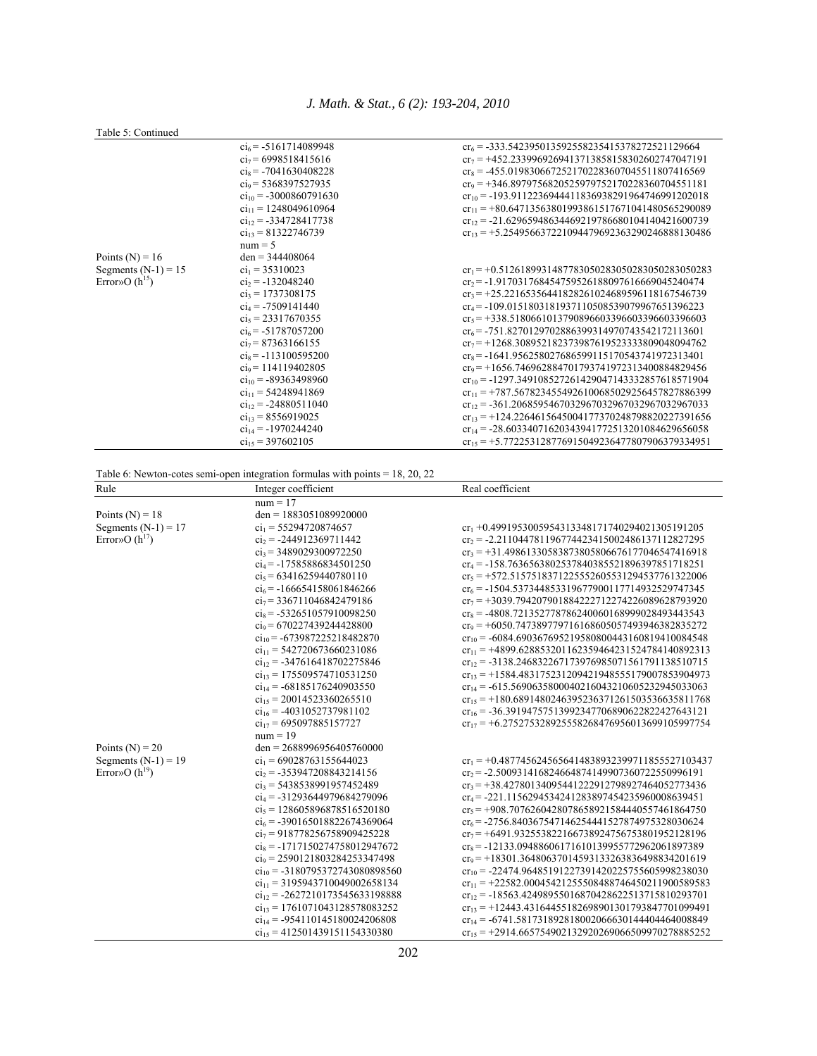Table 5: Continued

| | | |
|---|---|---|
| | $ci_6$ = -5161714089948 | $cr_6$ = -333.542395013592558235415378272521129664 |
| | $ci_7$ = 6998518415616 | $cr_7$ = +452.233996926941371385815830260274704719 1 |
| | $ci_8$ = -7041630408228 | $cr_8$ = -455.019830667252170228360704551180741656 9 |
| | $ci_9$ = 5368397527935 | $cr_9$ = +346.897975682052597975217022836070455118 1 |
| | $ci_{10}$ = -3000860791630 | $cr_{10}$ = -193.911223694441183693829196474699120201 8 |
| | $ci_{11}$ = 1248049610964 | $cr_{11}$ = +80.6471356380199386151767104148056529008 9 |
| | $ci_{12}$ = -334728417738 | $cr_{12}$ = -21.6296594863446921978668010414042160073 9 |
| | $ci_{13}$ = 81322746739 | $cr_{13}$ = +5.25495663722109447969236329024688813048 6 |
| | num = 5 | |
| Points (N) = 16 | den = 344408064 | |
| Segments (N-1) = 15 | $ci_1$ = 35310023 | $cr_1$ = +0.51261899314877830502830502830502830502 83 |
| Error»O ($h^{15}$) | $ci_2$ = -132048240 | $cr_2$ = -1.91703176845475952618809761666904524047 4 |
| | $ci_3$ = 1737308175 | $cr_3$ = +25.2216535644182826102468959611816754673 9 |
| | $ci_4$ = -7509141440 | $cr_4$ = -109.015180318193711050853907996765139622 3 |
| | $ci_5$ = 23317670355 | $cr_5$ = +338.518066101379089660339660339660339660 3 |
| | $ci_6$ = -51787057200 | $cr_6$ = -751.827012970288639931497074354217211360 1 |
| | $ci_7$ = 87363166155 | $cr_7$ = +1268.30895218237398761952333809048094762 |
| | $ci_8$ = -113100595200 | $cr_8$ = -1641.95625802768659911517054374197234 01 |
| | $ci_9$ = 114119402805 | $cr_9$ = +1656.74696288470179374197231340088482945 6 |
| | $ci_{10}$ = -89363498960 | $cr_{10}$ = -1297.34910852726142904714333285761857190 4 |
| | $ci_{11}$ = 54248941869 | $cr_{11}$ = +787.567823455492610068502925645782788639 9 |
| | $ci_{12}$ = -24880511040 | $cr_{12}$ = -361.206859546703296703296703296703296703 3 |
| | $ci_{13}$ = 8556919025 | $cr_{13}$ = +124.226461564500417737024879882022739165 6 |
| | $ci_{14}$ = -1970244240 | $cr_{14}$ = -28.6033407162034394177251320108462965605 8 |
| | $ci_{15}$ = 397602105 | $cr_{15}$ = +5.77225312877691504923647780790637933495 1 |

Table 6: Newton-cotes semi-open integration formulas with points = 18, 20, 22

| Rule | Integer coefficient | Real coefficient |
|---|---|---|
| | num = 17 | |
| Points (N) = 18 | den = 1883051089920000 | |
| Segments (N-1) = 17 | $ci_1$ = 55294720874657 | $cr_1$ +0.499195300595431334817174029402130519120 5 |
| Error»O ($h^{17}$) | $ci_2$ = -244912369711442 | $cr_2$ = -2.21104478119677442341500248613711282729 5 |
| | $ci_3$ = 3489029300972250 | $cr_3$ = +31.4986133058387380580667617704654741691 8 |
| | $ci_4$ = -17585886834501250 | $cr_4$ = -158.763656380253784038552189639785171825 1 |
| | $ci_5$ = 63416259440780110 | $cr_5$ = +572.515751837122555260553129453776132200 6 |
| | $ci_6$ = -166654158061846266 | $cr_6$ = -1504.53734485331967790011771493252974734 5 |
| | $ci_7$ = 336711046842479186 | $cr_7$ = +3039.79420790188422271227422608962879392 0 |
| | $ci_8$ = -532651057910098250 | $cr_8$ = -4808.72135277878624006016899902849344354 3 |
| | $ci_9$ = 670227439244428800 | $cr_9$ = +6050.74738977971616860505749394638283527 2 |
| | $ci_{10}$ = -673987225218482870 | $cr_{10}$ = -6084.69036769521958080044316081941008454 8 |
| | $ci_{11}$ = 542720673660231086 | $cr_{11}$ = +4899.62885320116235946423152478414089231 3 |
| | $ci_{12}$ = -347616418702275846 | $cr_{12}$ = -3138.24683226717397698507156179113851071 5 |
| | $ci_{13}$ = 175509574710531250 | $cr_{13}$ = +1584.48317523120942194855517900785390497 3 |
| | $ci_{14}$ = -68185176240903550 | $cr_{14}$ = -615.569063580004021604321060523294503306 3 |
| | $ci_{15}$ = 20014523360265510 | $cr_{15}$ = +180.689148024639523637126150353663581176 8 |
| | $ci_{16}$ = -4031052737981102 | $cr_{16}$ = -36.3919475751399234770689062282242764312 1 |
| | $ci_{17}$ = 695097885157727 | $cr_{17}$ = +6.27527532892555826847695601369910599775 4 |
| | num = 19 | |
| Points (N) = 20 | den = 2688996956405760000 | |
| Segments (N-1) = 19 | $ci_1$ = 69028763155644023 | $cr_1$ = +0.48774562456564148389323997118555271034 37 |
| Error»O ($h^{19}$) | $ci_2$ = -353947208843214156 | $cr_2$ = -2.50093141682466487414990736072255099619 1 |
| | $ci_3$ = 5438538991957452489 | $cr_3$ = +38.4278013409544122291279892746405277343 6 |
| | $ci_4$ = -31293644979684279096 | $cr_4$ = -221.115629453424128389745423596000863945 1 |
| | $ci_5$ = 128605896878516520180 | $cr_5$ = +908.707626042807865892158444055746186475 0 |
| | $ci_6$ = -390165018822674369064 | $cr_6$ = -2756.84036754714625444152787497532803062 4 |
| | $ci_7$ = 918778256758909425228 | $cr_7$ = +6491.93255382216673892475675380195212819 6 |
| | $ci_8$ = -1717150274758012947672 | $cr_8$ = -12133.0948860617161013995577296206189738 9 |
| | $ci_9$ = 2590121803284253347498 | $cr_9$ = +18301.3648063701459313326383649883420161 9 |
| | $ci_{10}$ = -3180795372743080898560 | $cr_{10}$ = -22474.9648519122739142022575560599823803 0 |
| | $ci_{11}$ = 3195943710049002658134 | $cr_{11}$ = +22582.0004542125550848874645021190058958 3 |
| | $ci_{12}$ = -2627210173545633198888 | $cr_{12}$ = -18563.4249895501687042862251371581029370 1 |
| | $ci_{13}$ = 1761071043128578083252 | $cr_{13}$ = +12443.4316445518269890130179384770109949 1 |
| | $ci_{14}$ = -954110145180024206808 | $cr_{14}$ = -6741.58173189281800206663014440446400884 9 |
| | $ci_{15}$ = 412501439151154330380 | $cr_{15}$ = +2914.66575490213292026906650997027888525 2 |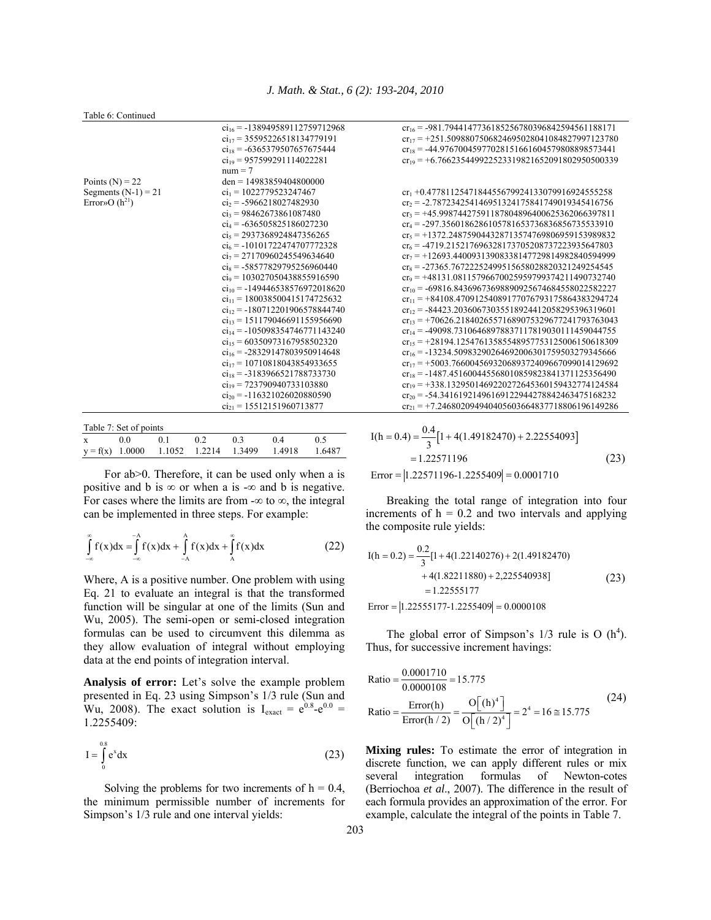Table 6: Continued

| | | |
|---|---|---|
| | $ci_{16}$ = -138949589112759712968 | $cr_{16}$ = -981.79441477361852567803968425945611881 71 |
| | $ci_{17}$ = 355952265181347791 91 | $cr_{17}$ = +251.50988075068246950280410848279971237 80 |
| | $ci_{18}$ = -6365379507657675444 | $cr_{18}$ = -44.976700459770281516616045798088985734 41 |
| | $ci_{19}$ = 957599291114022281 | $cr_{19}$ = +6.7662354499225233198216520918029505003 39 |
| | num = 7 | |
| Points (N) = 22 | den = 14983859404800000 | |
| Segments (N-1) = 21 | $ci_1$ = 1022779523247467 | $cr_1$ +0.47781125471844556799241330799169245552 58 |
| Error»O ($h^{21}$) | $ci_2$ = -5966218027482930 | $cr_2$ = -2.7872342541469513241758417490193454167 56 |
| | $ci_3$ = 98462673861087480 | $cr_3$ = +45.998744275911878048964006253620663978 11 |
| | $ci_4$ = -636505825186027230 | $cr_4$ = -297.35601862861057816537368368567355339 10 |
| | $ci_5$ = 2937368924847356265 | $cr_5$ = +1372.2487590443287135747698069591539898 32 |
| | $ci_6$ = -10101722474707772328 | $cr_6$ = -4719.2152176963281737052087372239356478 03 |
| | $ci_7$ = 27170960245549634640 | $cr_7$ = +12693.440093139083381477298149828405949 99 |
| | $ci_8$ = -58577829795256960440 | $cr_8$ = -27365.767222524995156580288203212492545 45 |
| | $ci_9$ = 103027050438855916590 | $cr_9$ = +48131.081157966700259597993742114907327 40 |
| | $ci_{10}$ = -149446538576972018620 | $cr_{10}$ = -69816.843696736988909256746845580225822 27 |
| | $ci_{11}$ = 180038500415174725632 | $cr_{11}$ = +84108.470912540891770767931758643832947 24 |
| | $ci_{12}$ = -180712201906578844740 | $cr_{12}$ = -84423.203606730355189244120582953963196 01 |
| | $ci_{13}$ = 151179046691155956690 | $cr_{13}$ = +70626.218402655716890753296772417937630 43 |
| | $ci_{14}$ = -105098354746771143240 | $cr_{14}$ = -49098.731064689788371178190301114590447 55 |
| | $ci_{15}$ = 60350973167958502320 | $cr_{15}$ = +28194.125476135855489577531250061506183 09 |
| | $ci_{16}$ = -28329147803950914648 | $cr_{16}$ = -13234.509832902646920063017595032793456 66 |
| | $ci_{17}$ = 10710818043854933655 | $cr_{17}$ = +5003.7660045693206893724096670990141296 92 |
| | $ci_{18}$ = -3183966521788733730 | $cr_{18}$ = -1487.4516004455680108598238413711253564 90 |
| | $ci_{19}$ = 723790940733103880 | $cr_{19}$ = +338.13295014692202726453601594327741245 84 |
| | $ci_{20}$ = -116321026020880590 | $cr_{20}$ = -54.341619214961691229442788424634751682 32 |
| | $ci_{21}$ = 15512151960713877 | $cr_{21}$ = +7.2468020949404056036648377188061961492 86 |

Table 7: Set of points

| x | 0.0 | 0.1 | 0.2 | 0.3 | 0.4 | 0.5 |
|---|---|---|---|---|---|---|
| y = f(x) | 1.0000 | 1.1052 | 1.2214 | 1.3499 | 1.4918 | 1.6487 |

For ab>0. Therefore, it can be used only when a is positive and b is ∞ or when a is -∞ and b is negative. For cases where the limits are from -∞ to ∞, the integral can be implemented in three steps. For example:

$$\int_{-\infty}^{\infty} f(x)dx = \int_{-\infty}^{-A} f(x)dx + \int_{-A}^{A} f(x)dx + \int_{A}^{\infty} f(x)dx \tag{22}$$

Where, A is a positive number. One problem with using Eq. 21 to evaluate an integral is that the transformed function will be singular at one of the limits (Sun and Wu, 2005). The semi-open or semi-closed integration formulas can be used to circumvent this dilemma as they allow evaluation of integral without employing data at the end points of integration interval.

**Analysis of error:** Let's solve the example problem presented in Eq. 23 using Simpson's 1/3 rule (Sun and Wu, 2008). The exact solution is $I_{exact} = e^{0.8}-e^{0.0} = 1.2255409$:

$$I = \int_{0}^{0.8} e^{x}dx \tag{23}$$

Solving the problems for two increments of h = 0.4, the minimum permissible number of increments for Simpson's 1/3 rule and one interval yields:

$$\begin{aligned} I(h=0.4) &= \frac{0.4}{3}\left[1 + 4(1.49182470) + 2.22554093\right] \\ &= 1.22571196 \end{aligned} \tag{23}$$

$$\text{Error} = \left|1.22571196\text{-}1.2255409\right| = 0.0001710$$

Breaking the total range of integration into four increments of h = 0.2 and two intervals and applying the composite rule yields:

$$\begin{aligned} I(h=0.2) &= \frac{0.2}{3}[1 + 4(1.22140276) + 2(1.49182470) \\ &\quad + 4(1.82211880) + 2{,}225540938] \\ &= 1.22555177 \end{aligned} \tag{23}$$

$$\text{Error} = \left|1.22555177\text{-}1.2255409\right| = 0.0000108$$

The global error of Simpson's 1/3 rule is O ($h^4$). Thus, for successive increment havings:

$$\begin{aligned} \text{Ratio} &= \frac{0.0001710}{0.0000108} = 15.775 \\ \text{Ratio} &= \frac{\text{Error}(h)}{\text{Error}(h/2)} = \frac{O\left[(h)^4\right]}{O\left[(h/2)^4\right]} = 2^4 = 16 \cong 15.775 \end{aligned} \tag{24}$$

**Mixing rules:** To estimate the error of integration in discrete function, we can apply different rules or mix several integration formulas of Newton-cotes (Berriochoa *et al*., 2007). The difference in the result of each formula provides an approximation of the error. For example, calculate the integral of the points in Table 7.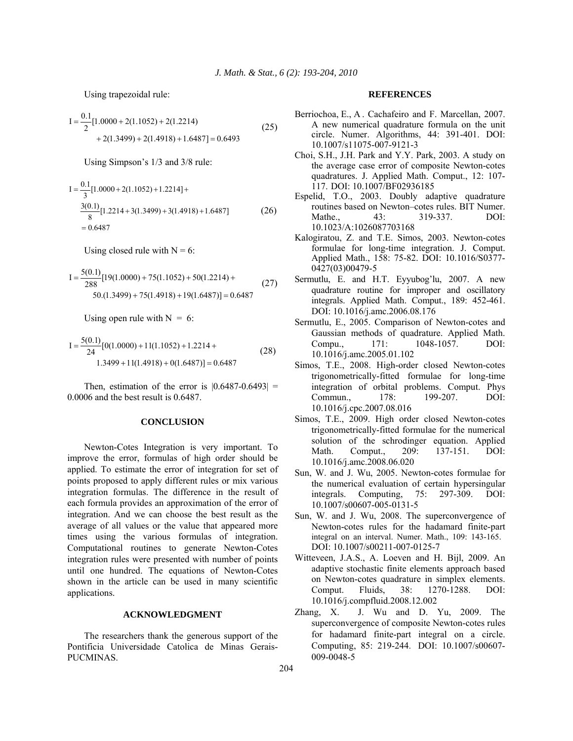Using trapezoidal rule:

$$I = \frac{0.1}{2}[1.0000 + 2(1.1052) + 2(1.2214) + 2(1.3499) + 2(1.4918) + 1.6487] = 0.6493 \quad (25)$$

Using Simpson's 1/3 and 3/8 rule:

$$I = \frac{0.1}{3}[1.0000 + 2(1.1052) + 1.2214] + \frac{3(0.1)}{8}[1.2214 + 3(1.3499) + 3(1.4918) + 1.6487] = 0.6487 \quad (26)$$

Using closed rule with N = 6:

$$I = \frac{5(0.1)}{288}[19(1.0000) + 75(1.1052) + 50(1.2214) + 50.(1.3499) + 75(1.4918) + 19(1.6487)] = 0.6487 \quad (27)$$

Using open rule with N = 6:

$$I = \frac{5(0.1)}{24}[0(1.0000) + 11(1.1052) + 1.2214 + 1.3499 + 11(1.4918) + 0(1.6487)] = 0.6487 \quad (28)$$

Then, estimation of the error is |0.6487-0.6493| = 0.0006 and the best result is 0.6487.

## CONCLUSION

Newton-Cotes Integration is very important. To improve the error, formulas of high order should be applied. To estimate the error of integration for set of points proposed to apply different rules or mix various integration formulas. The difference in the result of each formula provides an approximation of the error of integration. And we can choose the best result as the average of all values or the value that appeared more times using the various formulas of integration. Computational routines to generate Newton-Cotes integration rules were presented with number of points until one hundred. The equations of Newton-Cotes shown in the article can be used in many scientific applications.

## ACKNOWLEDGMENT

The researchers thank the generous support of the Pontificia Universidade Catolica de Minas Gerais-PUCMINAS.

## REFERENCES

Berriochoa, E., A . Cachafeiro and F. Marcellan, 2007. A new numerical quadrature formula on the unit circle. Numer. Algorithms, 44: 391-401. DOI: 10.1007/s11075-007-9121-3

Choi, S.H., J.H. Park and Y.Y. Park, 2003. A study on the average case error of composite Newton-cotes quadratures. J. Applied Math. Comput., 12: 107-117. DOI: 10.1007/BF02936185

Espelid, T.O., 2003. Doubly adaptive quadrature routines based on Newton–cotes rules. BIT Numer. Mathe., 43: 319-337. DOI: 10.1023/A:1026087703168

Kalogiratou, Z. and T.E. Simos, 2003. Newton-cotes formulae for long-time integration. J. Comput. Applied Math., 158: 75-82. DOI: 10.1016/S0377-0427(03)00479-5

Sermutlu, E. and H.T. Eyyubog'lu, 2007. A new quadrature routine for improper and oscillatory integrals. Applied Math. Comput., 189: 452-461. DOI: 10.1016/j.amc.2006.08.176

Sermutlu, E., 2005. Comparison of Newton-cotes and Gaussian methods of quadrature. Applied Math. Compu., 171: 1048-1057. DOI: 10.1016/j.amc.2005.01.102

Simos, T.E., 2008. High-order closed Newton-cotes trigonometrically-fitted formulae for long-time integration of orbital problems. Comput. Phys Commun., 178: 199-207. DOI: 10.1016/j.cpc.2007.08.016

Simos, T.E., 2009. High order closed Newton-cotes trigonometrically-fitted formulae for the numerical solution of the schrodinger equation. Applied Math. Comput., 209: 137-151. DOI: 10.1016/j.amc.2008.06.020

Sun, W. and J. Wu, 2005. Newton-cotes formulae for the numerical evaluation of certain hypersingular integrals. Computing, 75: 297-309. DOI: 10.1007/s00607-005-0131-5

Sun, W. and J. Wu, 2008. The superconvergence of Newton-cotes rules for the hadamard finite-part integral on an interval. Numer. Math., 109: 143-165. DOI: 10.1007/s00211-007-0125-7

Witteveen, J.A.S., A. Loeven and H. Bijl, 2009. An adaptive stochastic finite elements approach based on Newton-cotes quadrature in simplex elements. Comput. Fluids, 38: 1270-1288. DOI: 10.1016/j.compfluid.2008.12.002

Zhang, X. J. Wu and D. Yu, 2009. The superconvergence of composite Newton-cotes rules for hadamard finite-part integral on a circle. Computing, 85: 219-244. DOI: 10.1007/s00607-009-0048-5